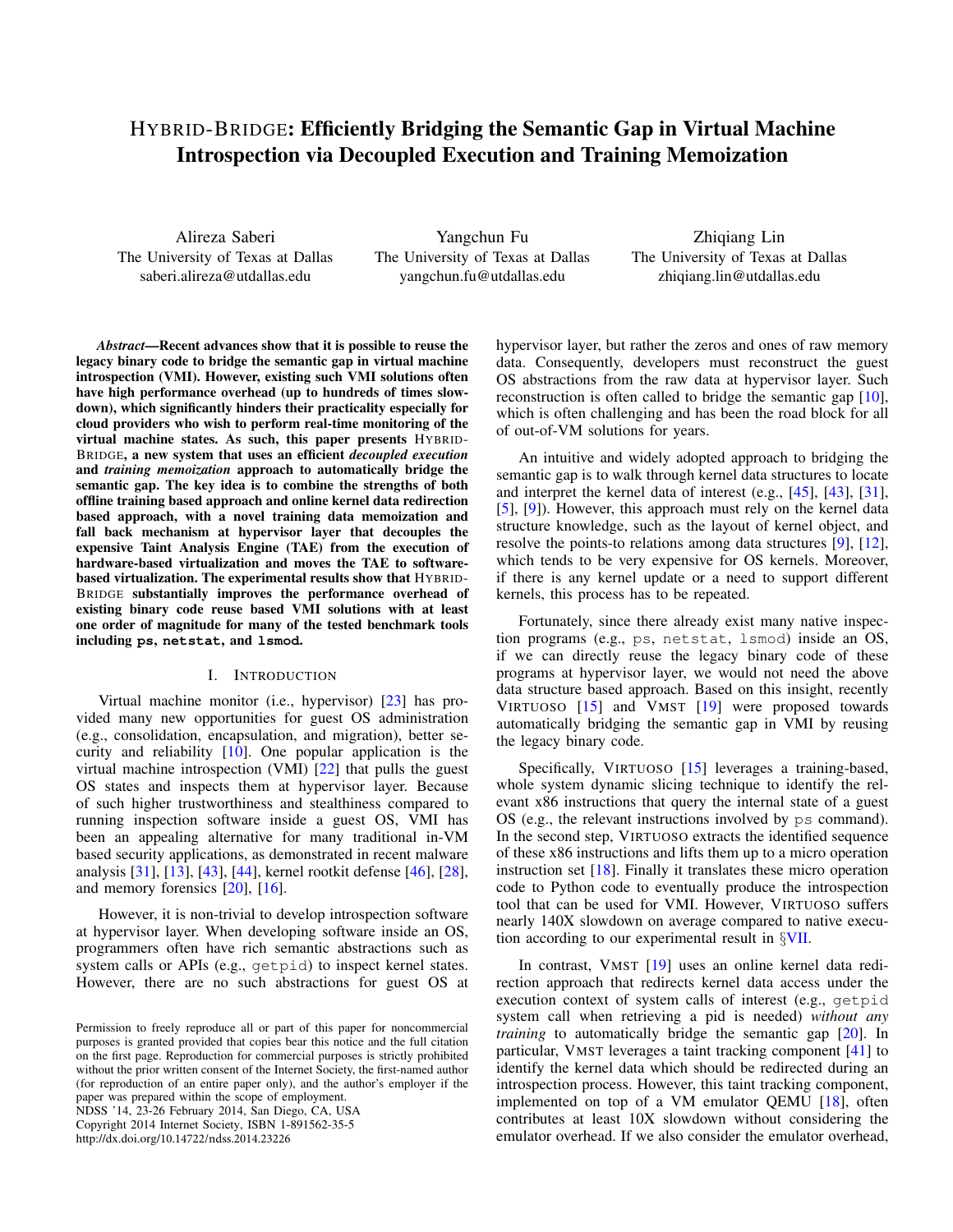# HYBRID-BRIDGE: Efficiently Bridging the Semantic Gap in Virtual Machine Introspection via Decoupled Execution and Training Memoization

Alireza Saberi
The University of Texas at Dallas
saberi.alireza@utdallas.edu

Yangchun Fu
The University of Texas at Dallas
yangchun.fu@utdallas.edu

Zhiqiang Lin
The University of Texas at Dallas
zhiqiang.lin@utdallas.edu

***Abstract*—Recent advances show that it is possible to reuse the legacy binary code to bridge the semantic gap in virtual machine introspection (VMI). However, existing such VMI solutions often have high performance overhead (up to hundreds of times slowdown), which significantly hinders their practicality especially for cloud providers who wish to perform real-time monitoring of the virtual machine states. As such, this paper presents HYBRID-BRIDGE, a new system that uses an efficient *decoupled execution* and *training memoization* approach to automatically bridge the semantic gap. The key idea is to combine the strengths of both offline training based approach and online kernel data redirection based approach, with a novel training data memoization and fall back mechanism at hypervisor layer that decouples the expensive Taint Analysis Engine (TAE) from the execution of hardware-based virtualization and moves the TAE to software-based virtualization. The experimental results show that HYBRID-BRIDGE substantially improves the performance overhead of existing binary code reuse based VMI solutions with at least one order of magnitude for many of the tested benchmark tools including `ps`, `netstat`, and `lsmod`.**

## I. INTRODUCTION

Virtual machine monitor (i.e., hypervisor) [23] has provided many new opportunities for guest OS administration (e.g., consolidation, encapsulation, and migration), better security and reliability [10]. One popular application is the virtual machine introspection (VMI) [22] that pulls the guest OS states and inspects them at hypervisor layer. Because of such higher trustworthiness and stealthiness compared to running inspection software inside a guest OS, VMI has been an appealing alternative for many traditional in-VM based security applications, as demonstrated in recent malware analysis [31], [13], [43], [44], kernel rootkit defense [46], [28], and memory forensics [20], [16].

However, it is non-trivial to develop introspection software at hypervisor layer. When developing software inside an OS, programmers often have rich semantic abstractions such as system calls or APIs (e.g., `getpid`) to inspect kernel states. However, there are no such abstractions for guest OS at hypervisor layer, but rather the zeros and ones of raw memory data. Consequently, developers must reconstruct the guest OS abstractions from the raw data at hypervisor layer. Such reconstruction is often called to bridge the semantic gap [10], which is often challenging and has been the road block for all of out-of-VM solutions for years.

An intuitive and widely adopted approach to bridging the semantic gap is to walk through kernel data structures to locate and interpret the kernel data of interest (e.g., [45], [43], [31], [5], [9]). However, this approach must rely on the kernel data structure knowledge, such as the layout of kernel object, and resolve the points-to relations among data structures [9], [12], which tends to be very expensive for OS kernels. Moreover, if there is any kernel update or a need to support different kernels, this process has to be repeated.

Fortunately, since there already exist many native inspection programs (e.g., `ps`, `netstat`, `lsmod`) inside an OS, if we can directly reuse the legacy binary code of these programs at hypervisor layer, we would not need the above data structure based approach. Based on this insight, recently VIRTUOSO [15] and VMST [19] were proposed towards automatically bridging the semantic gap in VMI by reusing the legacy binary code.

Specifically, VIRTUOSO [15] leverages a training-based, whole system dynamic slicing technique to identify the relevant x86 instructions that query the internal state of a guest OS (e.g., the relevant instructions involved by `ps` command). In the second step, VIRTUOSO extracts the identified sequence of these x86 instructions and lifts them up to a micro operation instruction set [18]. Finally it translates these micro operation code to Python code to eventually produce the introspection tool that can be used for VMI. However, VIRTUOSO suffers nearly 140X slowdown on average compared to native execution according to our experimental result in §VII.

In contrast, VMST [19] uses an online kernel data redirection approach that redirects kernel data access under the execution context of system calls of interest (e.g., `getpid` system call when retrieving a pid is needed) *without any training* to automatically bridge the semantic gap [20]. In particular, VMST leverages a taint tracking component [41] to identify the kernel data which should be redirected during an introspection process. However, this taint tracking component, implemented on top of a VM emulator QEMU [18], often contributes at least 10X slowdown without considering the emulator overhead. If we also consider the emulator overhead,

Permission to freely reproduce all or part of this paper for noncommercial purposes is granted provided that copies bear this notice and the full citation on the first page. Reproduction for commercial purposes is strictly prohibited without the prior written consent of the Internet Society, the first-named author (for reproduction of an entire paper only), and the author's employer if the paper was prepared within the scope of employment.
NDSS '14, 23-26 February 2014, San Diego, CA, USA
Copyright 2014 Internet Society, ISBN 1-891562-35-5
http://dx.doi.org/10.14722/ndss.2014.23226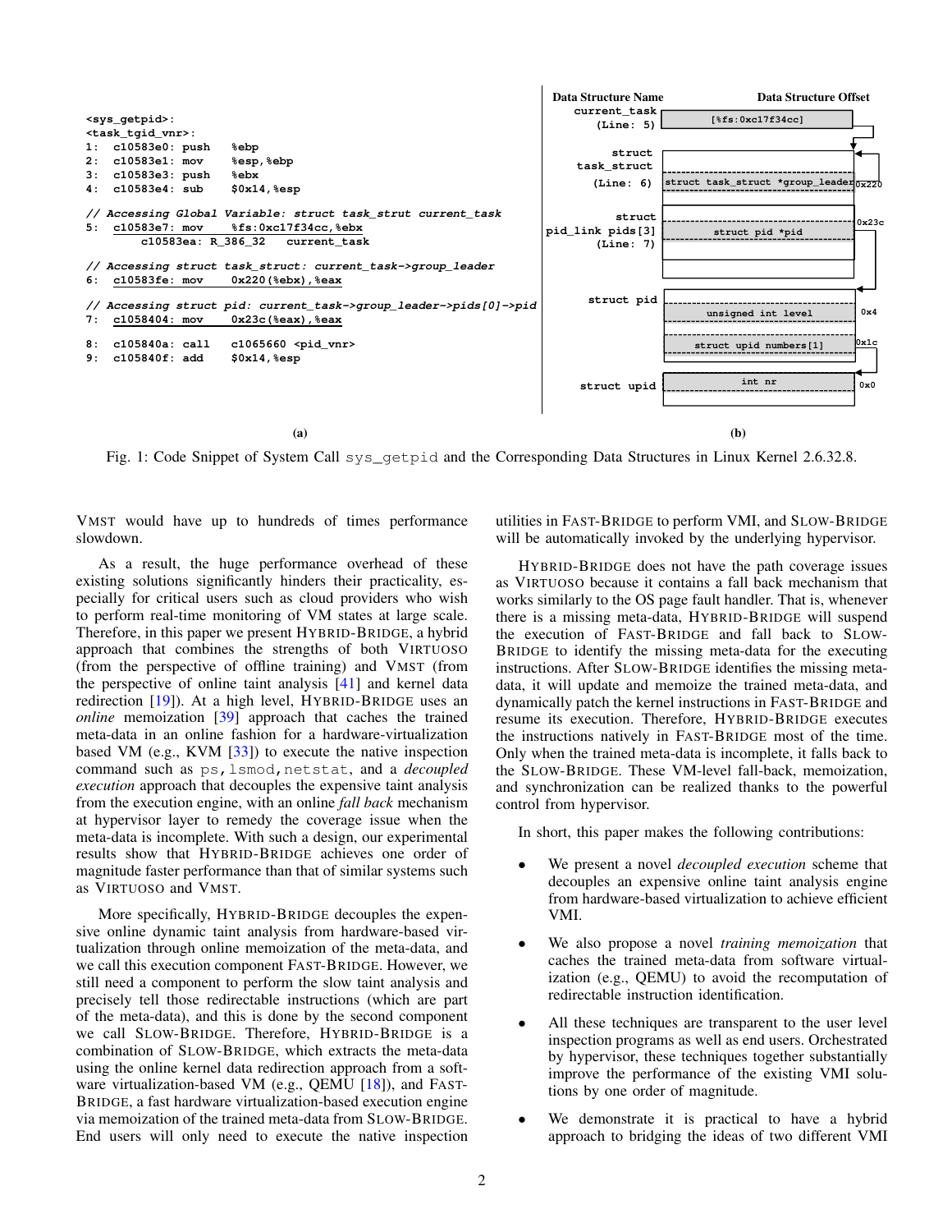```
<sys_getpid>:
<task_tgid_vnr>:
1:  c10583e0: push    %ebp
2:  c10583e1: mov     %esp,%ebp
3:  c10583e3: push    %ebx
4:  c10583e4: sub     $0x14,%esp

// Accessing Global Variable: struct task_strut current_task
5:  c10583e7: mov     %fs:0xc17f34cc,%ebx
        c10583ea: R_386_32    current_task

// Accessing struct task_struct: current_task->group_leader
6:  c10583fe: mov     0x220(%ebx),%eax

// Accessing struct pid: current_task->group_leader->pids[0]->pid
7:  c1058404: mov     0x23c(%eax),%eax

8:  c105840a: call    c1065660 <pid_vnr>
9:  c105840f: add     $0x14,%esp
```

(a)

| Data Structure Name | Data Structure Offset | |
|---|---|---|
| current_task (Line: 5) | [%fs:0xc17f34cc] | |
| struct task_struct (Line: 6) | struct task_struct *group_leader | 0x220 |
| struct pid_link pids[3] (Line: 7) | struct pid *pid | 0x23c |
| struct pid | unsigned int level | 0x4 |
| | struct upid numbers[1] | 0x1c |
| struct upid | int nr | 0x0 |

(b)

Fig. 1: Code Snippet of System Call sys_getpid and the Corresponding Data Structures in Linux Kernel 2.6.32.8.

VMST would have up to hundreds of times performance slowdown.

As a result, the huge performance overhead of these existing solutions significantly hinders their practicality, especially for critical users such as cloud providers who wish to perform real-time monitoring of VM states at large scale. Therefore, in this paper we present HYBRID-BRIDGE, a hybrid approach that combines the strengths of both VIRTUOSO (from the perspective of offline training) and VMST (from the perspective of online taint analysis [41] and kernel data redirection [19]). At a high level, HYBRID-BRIDGE uses an *online* memoization [39] approach that caches the trained meta-data in an online fashion for a hardware-virtualization based VM (e.g., KVM [33]) to execute the native inspection command such as ps, lsmod, netstat, and a *decoupled execution* approach that decouples the expensive taint analysis from the execution engine, with an online *fall back* mechanism at hypervisor layer to remedy the coverage issue when the meta-data is incomplete. With such a design, our experimental results show that HYBRID-BRIDGE achieves one order of magnitude faster performance than that of similar systems such as VIRTUOSO and VMST.

More specifically, HYBRID-BRIDGE decouples the expensive online dynamic taint analysis from hardware-based virtualization through online memoization of the meta-data, and we call this execution component FAST-BRIDGE. However, we still need a component to perform the slow taint analysis and precisely tell those redirectable instructions (which are part of the meta-data), and this is done by the second component we call SLOW-BRIDGE. Therefore, HYBRID-BRIDGE is a combination of SLOW-BRIDGE, which extracts the meta-data using the online kernel data redirection approach from a software virtualization-based VM (e.g., QEMU [18]), and FAST-BRIDGE, a fast hardware virtualization-based execution engine via memoization of the trained meta-data from SLOW-BRIDGE. End users will only need to execute the native inspection utilities in FAST-BRIDGE to perform VMI, and SLOW-BRIDGE will be automatically invoked by the underlying hypervisor.

HYBRID-BRIDGE does not have the path coverage issues as VIRTUOSO because it contains a fall back mechanism that works similarly to the OS page fault handler. That is, whenever there is a missing meta-data, HYBRID-BRIDGE will suspend the execution of FAST-BRIDGE and fall back to SLOW-BRIDGE to identify the missing meta-data for the executing instructions. After SLOW-BRIDGE identifies the missing meta-data, it will update and memoize the trained meta-data, and dynamically patch the kernel instructions in FAST-BRIDGE and resume its execution. Therefore, HYBRID-BRIDGE executes the instructions natively in FAST-BRIDGE most of the time. Only when the trained meta-data is incomplete, it falls back to the SLOW-BRIDGE. These VM-level fall-back, memoization, and synchronization can be realized thanks to the powerful control from hypervisor.

In short, this paper makes the following contributions:

- We present a novel *decoupled execution* scheme that decouples an expensive online taint analysis engine from hardware-based virtualization to achieve efficient VMI.
- We also propose a novel *training memoization* that caches the trained meta-data from software virtualization (e.g., QEMU) to avoid the recomputation of redirectable instruction identification.
- All these techniques are transparent to the user level inspection programs as well as end users. Orchestrated by hypervisor, these techniques together substantially improve the performance of the existing VMI solutions by one order of magnitude.
- We demonstrate it is practical to have a hybrid approach to bridging the ideas of two different VMI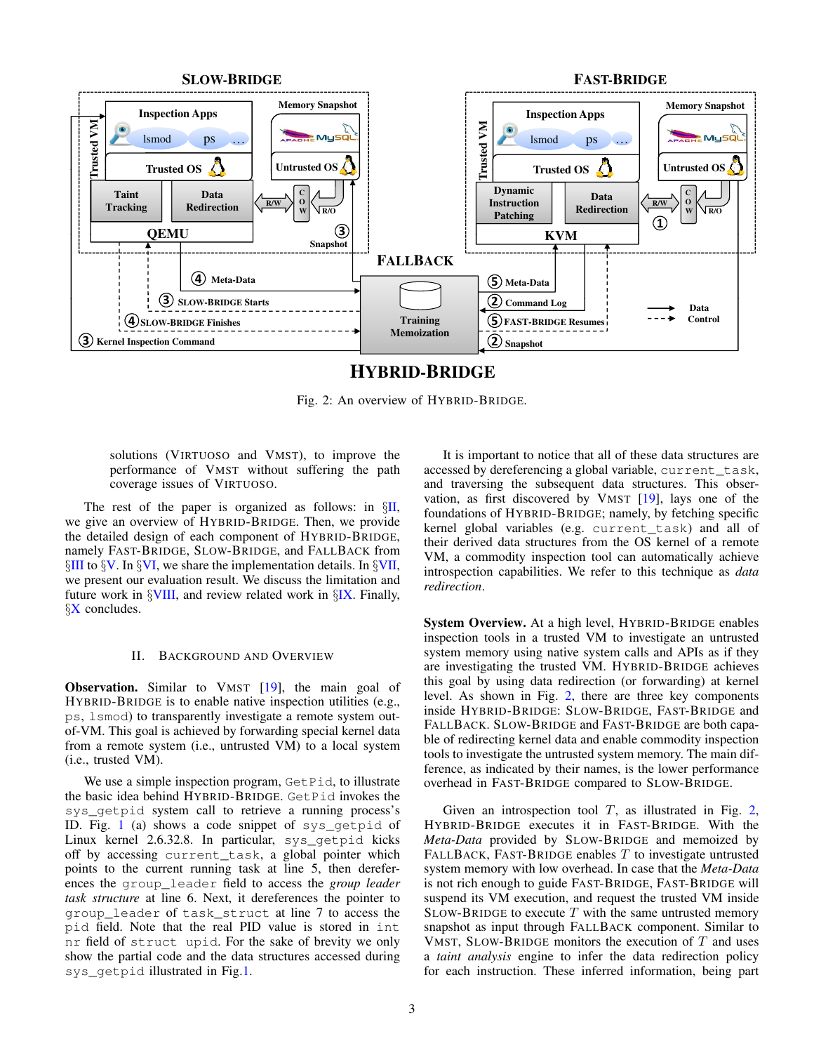Fig. 2: An overview of HYBRID-BRIDGE.

solutions (VIRTUOSO and VMST), to improve the performance of VMST without suffering the path coverage issues of VIRTUOSO.

The rest of the paper is organized as follows: in §II, we give an overview of HYBRID-BRIDGE. Then, we provide the detailed design of each component of HYBRID-BRIDGE, namely FAST-BRIDGE, SLOW-BRIDGE, and FALLBACK from §III to §V. In §VI, we share the implementation details. In §VII, we present our evaluation result. We discuss the limitation and future work in §VIII, and review related work in §IX. Finally, §X concludes.

## II. BACKGROUND AND OVERVIEW

**Observation.** Similar to VMST [19], the main goal of HYBRID-BRIDGE is to enable native inspection utilities (e.g., `ps`, `lsmod`) to transparently investigate a remote system out-of-VM. This goal is achieved by forwarding special kernel data from a remote system (i.e., untrusted VM) to a local system (i.e., trusted VM).

We use a simple inspection program, `GetPid`, to illustrate the basic idea behind HYBRID-BRIDGE. `GetPid` invokes the `sys_getpid` system call to retrieve a running process's ID. Fig. 1 (a) shows a code snippet of `sys_getpid` of Linux kernel 2.6.32.8. In particular, `sys_getpid` kicks off by accessing `current_task`, a global pointer which points to the current running task at line 5, then dereferences the `group_leader` field to access the *group leader task structure* at line 6. Next, it dereferences the pointer to `group_leader` of `task_struct` at line 7 to access the `pid` field. Note that the real PID value is stored in `int nr` field of `struct upid`. For the sake of brevity we only show the partial code and the data structures accessed during `sys_getpid` illustrated in Fig.1.

It is important to notice that all of these data structures are accessed by dereferencing a global variable, `current_task`, and traversing the subsequent data structures. This observation, as first discovered by VMST [19], lays one of the foundations of HYBRID-BRIDGE; namely, by fetching specific kernel global variables (e.g. `current_task`) and all of their derived data structures from the OS kernel of a remote VM, a commodity inspection tool can automatically achieve introspection capabilities. We refer to this technique as *data redirection*.

**System Overview.** At a high level, HYBRID-BRIDGE enables inspection tools in a trusted VM to investigate an untrusted system memory using native system calls and APIs as if they are investigating the trusted VM. HYBRID-BRIDGE achieves this goal by using data redirection (or forwarding) at kernel level. As shown in Fig. 2, there are three key components inside HYBRID-BRIDGE: SLOW-BRIDGE, FAST-BRIDGE and FALLBACK. SLOW-BRIDGE and FAST-BRIDGE are both capable of redirecting kernel data and enable commodity inspection tools to investigate the untrusted system memory. The main difference, as indicated by their names, is the lower performance overhead in FAST-BRIDGE compared to SLOW-BRIDGE.

Given an introspection tool $T$, as illustrated in Fig. 2, HYBRID-BRIDGE executes it in FAST-BRIDGE. With the *Meta-Data* provided by SLOW-BRIDGE and memoized by FALLBACK, FAST-BRIDGE enables $T$ to investigate untrusted system memory with low overhead. In case that the *Meta-Data* is not rich enough to guide FAST-BRIDGE, FAST-BRIDGE will suspend its VM execution, and request the trusted VM inside SLOW-BRIDGE to execute $T$ with the same untrusted memory snapshot as input through FALLBACK component. Similar to VMST, SLOW-BRIDGE monitors the execution of $T$ and uses a *taint analysis* engine to infer the data redirection policy for each instruction. These inferred information, being part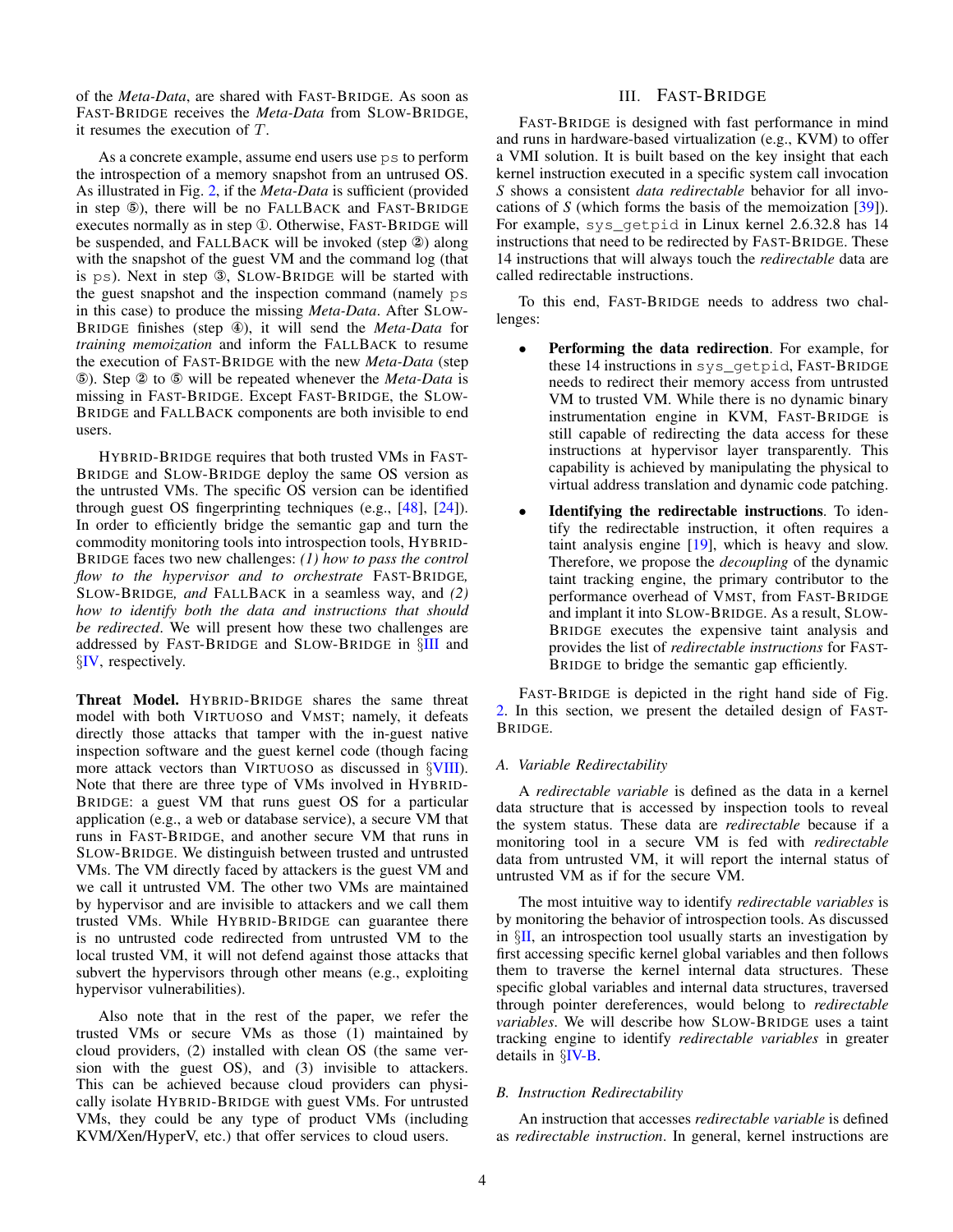of the *Meta-Data*, are shared with FAST-BRIDGE. As soon as FAST-BRIDGE receives the *Meta-Data* from SLOW-BRIDGE, it resumes the execution of $T$.

As a concrete example, assume end users use `ps` to perform the introspection of a memory snapshot from an untrused OS. As illustrated in Fig. 2, if the *Meta-Data* is sufficient (provided in step ⑤), there will be no FALLBACK and FAST-BRIDGE executes normally as in step ①. Otherwise, FAST-BRIDGE will be suspended, and FALLBACK will be invoked (step ②) along with the snapshot of the guest VM and the command log (that is `ps`). Next in step ③, SLOW-BRIDGE will be started with the guest snapshot and the inspection command (namely `ps` in this case) to produce the missing *Meta-Data*. After SLOW-BRIDGE finishes (step ④), it will send the *Meta-Data* for *training memoization* and inform the FALLBACK to resume the execution of FAST-BRIDGE with the new *Meta-Data* (step ⑤). Step ② to ⑤ will be repeated whenever the *Meta-Data* is missing in FAST-BRIDGE. Except FAST-BRIDGE, the SLOW-BRIDGE and FALLBACK components are both invisible to end users.

HYBRID-BRIDGE requires that both trusted VMs in FAST-BRIDGE and SLOW-BRIDGE deploy the same OS version as the untrusted VMs. The specific OS version can be identified through guest OS fingerprinting techniques (e.g., [48], [24]). In order to efficiently bridge the semantic gap and turn the commodity monitoring tools into introspection tools, HYBRID-BRIDGE faces two new challenges: *(1) how to pass the control flow to the hypervisor and to orchestrate* FAST-BRIDGE*,* SLOW-BRIDGE*, and* FALLBACK *in a seamless way*, and *(2) how to identify both the data and instructions that should be redirected*. We will present how these two challenges are addressed by FAST-BRIDGE and SLOW-BRIDGE in §III and §IV, respectively.

**Threat Model.** HYBRID-BRIDGE shares the same threat model with both VIRTUOSO and VMST; namely, it defeats directly those attacks that tamper with the in-guest native inspection software and the guest kernel code (though facing more attack vectors than VIRTUOSO as discussed in §VIII). Note that there are three type of VMs involved in HYBRID-BRIDGE: a guest VM that runs guest OS for a particular application (e.g., a web or database service), a secure VM that runs in FAST-BRIDGE, and another secure VM that runs in SLOW-BRIDGE. We distinguish between trusted and untrusted VMs. The VM directly faced by attackers is the guest VM and we call it untrusted VM. The other two VMs are maintained by hypervisor and are invisible to attackers and we call them trusted VMs. While HYBRID-BRIDGE can guarantee there is no untrusted code redirected from untrusted VM to the local trusted VM, it will not defend against those attacks that subvert the hypervisors through other means (e.g., exploiting hypervisor vulnerabilities).

Also note that in the rest of the paper, we refer the trusted VMs or secure VMs as those (1) maintained by cloud providers, (2) installed with clean OS (the same version with the guest OS), and (3) invisible to attackers. This can be achieved because cloud providers can physically isolate HYBRID-BRIDGE with guest VMs. For untrusted VMs, they could be any type of product VMs (including KVM/Xen/HyperV, etc.) that offer services to cloud users.

## III. FAST-BRIDGE

FAST-BRIDGE is designed with fast performance in mind and runs in hardware-based virtualization (e.g., KVM) to offer a VMI solution. It is built based on the key insight that each kernel instruction executed in a specific system call invocation *S* shows a consistent *data redirectable* behavior for all invocations of *S* (which forms the basis of the memoization [39]). For example, `sys_getpid` in Linux kernel 2.6.32.8 has 14 instructions that need to be redirected by FAST-BRIDGE. These 14 instructions that will always touch the *redirectable* data are called redirectable instructions.

To this end, FAST-BRIDGE needs to address two challenges:

- **Performing the data redirection**. For example, for these 14 instructions in `sys_getpid`, FAST-BRIDGE needs to redirect their memory access from untrusted VM to trusted VM. While there is no dynamic binary instrumentation engine in KVM, FAST-BRIDGE is still capable of redirecting the data access for these instructions at hypervisor layer transparently. This capability is achieved by manipulating the physical to virtual address translation and dynamic code patching.
- **Identifying the redirectable instructions**. To identify the redirectable instruction, it often requires a taint analysis engine [19], which is heavy and slow. Therefore, we propose the *decoupling* of the dynamic taint tracking engine, the primary contributor to the performance overhead of VMST, from FAST-BRIDGE and implant it into SLOW-BRIDGE. As a result, SLOW-BRIDGE executes the expensive taint analysis and provides the list of *redirectable instructions* for FAST-BRIDGE to bridge the semantic gap efficiently.

FAST-BRIDGE is depicted in the right hand side of Fig. 2. In this section, we present the detailed design of FAST-BRIDGE.

### A. Variable Redirectability

A *redirectable variable* is defined as the data in a kernel data structure that is accessed by inspection tools to reveal the system status. These data are *redirectable* because if a monitoring tool in a secure VM is fed with *redirectable* data from untrusted VM, it will report the internal status of untrusted VM as if for the secure VM.

The most intuitive way to identify *redirectable variables* is by monitoring the behavior of introspection tools. As discussed in §II, an introspection tool usually starts an investigation by first accessing specific kernel global variables and then follows them to traverse the kernel internal data structures. These specific global variables and internal data structures, traversed through pointer dereferences, would belong to *redirectable variables*. We will describe how SLOW-BRIDGE uses a taint tracking engine to identify *redirectable variables* in greater details in §IV-B.

### B. Instruction Redirectability

An instruction that accesses *redirectable variable* is defined as *redirectable instruction*. In general, kernel instructions are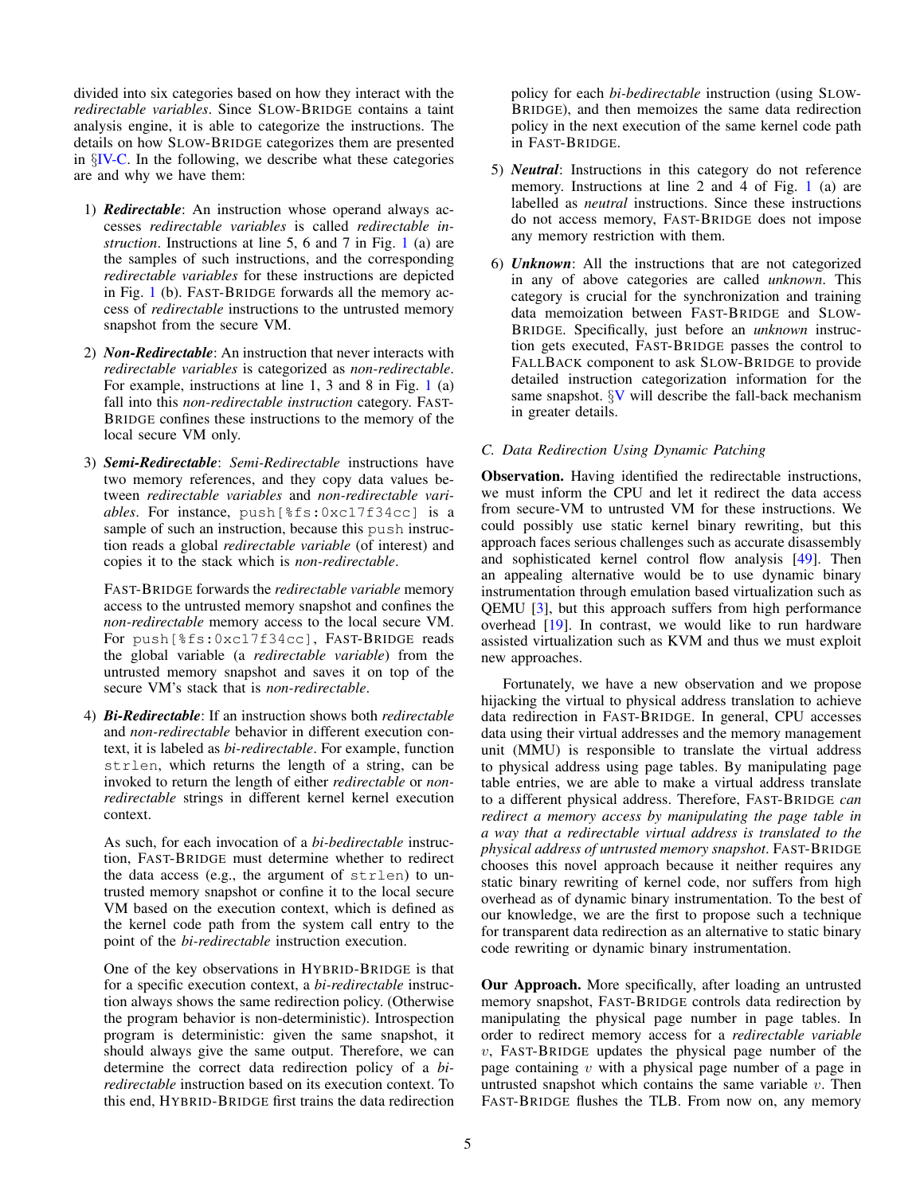divided into six categories based on how they interact with the *redirectable variables*. Since SLOW-BRIDGE contains a taint analysis engine, it is able to categorize the instructions. The details on how SLOW-BRIDGE categorizes them are presented in §IV-C. In the following, we describe what these categories are and why we have them:

1) ***Redirectable***: An instruction whose operand always accesses *redirectable variables* is called *redirectable instruction*. Instructions at line 5, 6 and 7 in Fig. 1 (a) are the samples of such instructions, and the corresponding *redirectable variables* for these instructions are depicted in Fig. 1 (b). FAST-BRIDGE forwards all the memory access of *redirectable* instructions to the untrusted memory snapshot from the secure VM.

2) ***Non-Redirectable***: An instruction that never interacts with *redirectable variables* is categorized as *non-redirectable*. For example, instructions at line 1, 3 and 8 in Fig. 1 (a) fall into this *non-redirectable instruction* category. FAST-BRIDGE confines these instructions to the memory of the local secure VM only.

3) ***Semi-Redirectable***: *Semi-Redirectable* instructions have two memory references, and they copy data values between *redirectable variables* and *non-redirectable variables*. For instance, `push[%fs:0xc17f34cc]` is a sample of such an instruction, because this `push` instruction reads a global *redirectable variable* (of interest) and copies it to the stack which is *non-redirectable*.

   FAST-BRIDGE forwards the *redirectable variable* memory access to the untrusted memory snapshot and confines the *non-redirectable* memory access to the local secure VM. For `push[%fs:0xc17f34cc]`, FAST-BRIDGE reads the global variable (a *redirectable variable*) from the untrusted memory snapshot and saves it on top of the secure VM's stack that is *non-redirectable*.

4) ***Bi-Redirectable***: If an instruction shows both *redirectable* and *non-redirectable* behavior in different execution context, it is labeled as *bi-redirectable*. For example, function `strlen`, which returns the length of a string, can be invoked to return the length of either *redirectable* or *non-redirectable* strings in different kernel kernel execution context.

   As such, for each invocation of a *bi-bedirectable* instruction, FAST-BRIDGE must determine whether to redirect the data access (e.g., the argument of `strlen`) to untrusted memory snapshot or confine it to the local secure VM based on the execution context, which is defined as the kernel code path from the system call entry to the point of the *bi-redirectable* instruction execution.

   One of the key observations in HYBRID-BRIDGE is that for a specific execution context, a *bi-redirectable* instruction always shows the same redirection policy. (Otherwise the program behavior is non-deterministic). Introspection program is deterministic: given the same snapshot, it should always give the same output. Therefore, we can determine the correct data redirection policy of a *bi-redirectable* instruction based on its execution context. To this end, HYBRID-BRIDGE first trains the data redirection policy for each *bi-bedirectable* instruction (using SLOW-BRIDGE), and then memoizes the same data redirection policy in the next execution of the same kernel code path in FAST-BRIDGE.

5) ***Neutral***: Instructions in this category do not reference memory. Instructions at line 2 and 4 of Fig. 1 (a) are labelled as *neutral* instructions. Since these instructions do not access memory, FAST-BRIDGE does not impose any memory restriction with them.

6) ***Unknown***: All the instructions that are not categorized in any of above categories are called *unknown*. This category is crucial for the synchronization and training data memoization between FAST-BRIDGE and SLOW-BRIDGE. Specifically, just before an *unknown* instruction gets executed, FAST-BRIDGE passes the control to FALLBACK component to ask SLOW-BRIDGE to provide detailed instruction categorization information for the same snapshot. §V will describe the fall-back mechanism in greater details.

### C. Data Redirection Using Dynamic Patching

**Observation.** Having identified the redirectable instructions, we must inform the CPU and let it redirect the data access from secure-VM to untrusted VM for these instructions. We could possibly use static kernel binary rewriting, but this approach faces serious challenges such as accurate disassembly and sophisticated kernel control flow analysis [49]. Then an appealing alternative would be to use dynamic binary instrumentation through emulation based virtualization such as QEMU [3], but this approach suffers from high performance overhead [19]. In contrast, we would like to run hardware assisted virtualization such as KVM and thus we must exploit new approaches.

Fortunately, we have a new observation and we propose hijacking the virtual to physical address translation to achieve data redirection in FAST-BRIDGE. In general, CPU accesses data using their virtual addresses and the memory management unit (MMU) is responsible to translate the virtual address to physical address using page tables. By manipulating page table entries, we are able to make a virtual address translate to a different physical address. Therefore, FAST-BRIDGE *can redirect a memory access by manipulating the page table in a way that a redirectable virtual address is translated to the physical address of untrusted memory snapshot*. FAST-BRIDGE chooses this novel approach because it neither requires any static binary rewriting of kernel code, nor suffers from high overhead as of dynamic binary instrumentation. To the best of our knowledge, we are the first to propose such a technique for transparent data redirection as an alternative to static binary code rewriting or dynamic binary instrumentation.

**Our Approach.** More specifically, after loading an untrusted memory snapshot, FAST-BRIDGE controls data redirection by manipulating the physical page number in page tables. In order to redirect memory access for a *redirectable variable* $v$, FAST-BRIDGE updates the physical page number of the page containing $v$ with a physical page number of a page in untrusted snapshot which contains the same variable $v$. Then FAST-BRIDGE flushes the TLB. From now on, any memory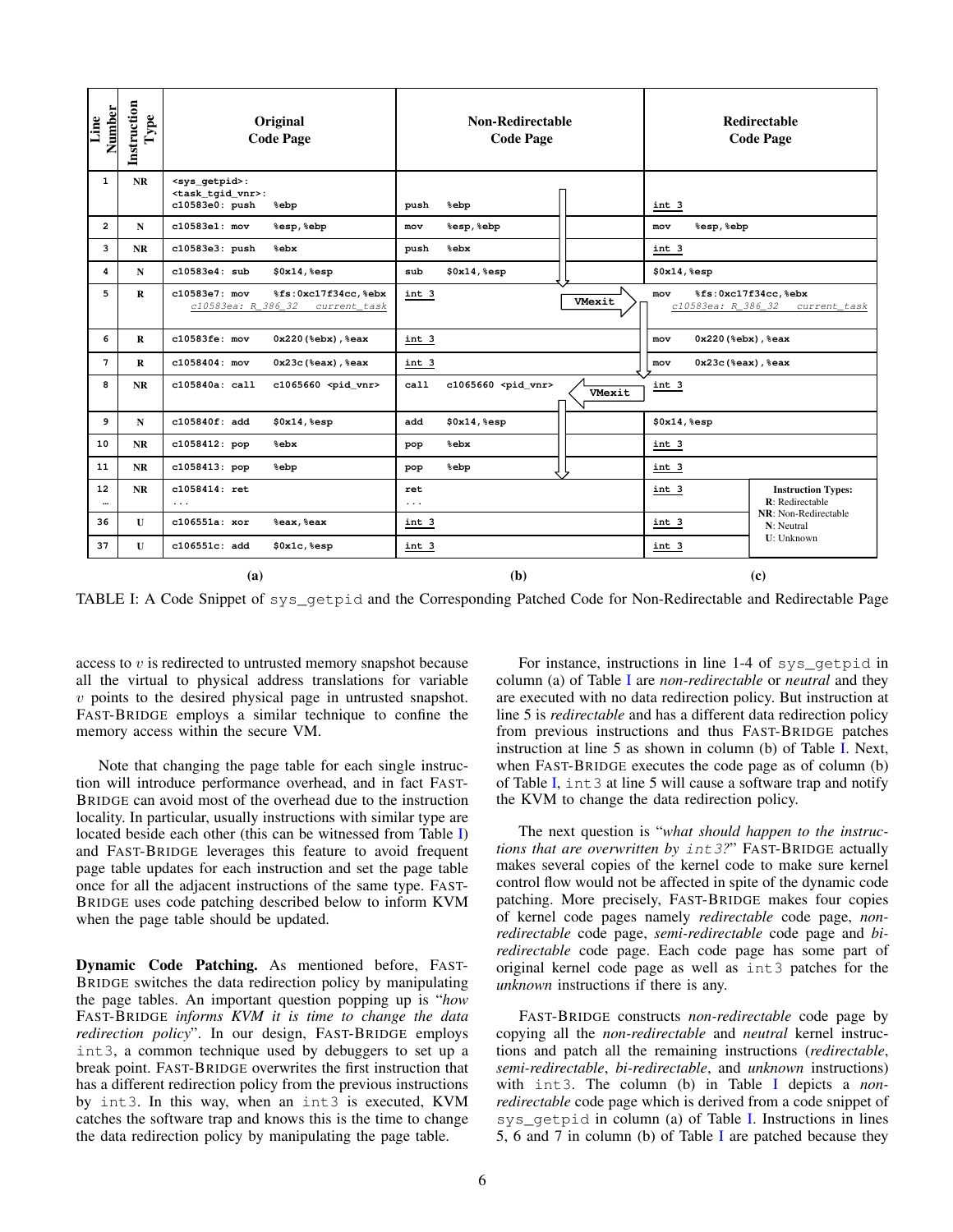| Line Number | Instruction Type | Original Code Page | Non-Redirectable Code Page | Redirectable Code Page |
|---|---|---|---|---|
| 1 | NR | `<sys_getpid>:` `<task_tgid_vnr>:` `c10583e0: push %ebp` | `push %ebp` | `int 3` |
| 2 | N | `c10583e1: mov %esp,%ebp` | `mov %esp,%ebp` | `mov %esp,%ebp` |
| 3 | NR | `c10583e3: push %ebx` | `push %ebx` | `int 3` |
| 4 | N | `c10583e4: sub $0x14,%esp` | `sub $0x14,%esp` | `$0x14,%esp` |
| 5 | R | `c10583e7: mov %fs:0xc17f34cc,%ebx` *c10583ea: R_386_32 current_task* | `int 3` (VMexit →) | `mov %fs:0xc17f34cc,%ebx` *c10583ea: R_386_32 current_task* |
| 6 | R | `c10583fe: mov 0x220(%ebx),%eax` | `int 3` | `mov 0x220(%ebx),%eax` |
| 7 | R | `c1058404: mov 0x23c(%eax),%eax` | `int 3` | `mov 0x23c(%eax),%eax` |
| 8 | NR | `c105840a: call c1065660 <pid_vnr>` | `call c1065660 <pid_vnr>` (← VMexit) | `int 3` |
| 9 | N | `c105840f: add $0x14,%esp` | `add $0x14,%esp` | `$0x14,%esp` |
| 10 | NR | `c1058412: pop %ebx` | `pop %ebx` | `int 3` |
| 11 | NR | `c1058413: pop %ebp` | `pop %ebp` | `int 3` |
| 12 ... | NR | `c1058414: ret` ... | `ret` ... | `int 3` |
| 36 | U | `c106551a: xor %eax,%eax` | `int 3` | `int 3` |
| 37 | U | `c106551c: add $0x1c,%esp` | `int 3` | `int 3` |
| | | (a) | (b) | (c) |

Instruction Types: **R**: Redirectable, **NR**: Non-Redirectable, **N**: Neutral, **U**: Unknown

TABLE I: A Code Snippet of `sys_getpid` and the Corresponding Patched Code for Non-Redirectable and Redirectable Page

access to $v$ is redirected to untrusted memory snapshot because all the virtual to physical address translations for variable $v$ points to the desired physical page in untrusted snapshot. FAST-BRIDGE employs a similar technique to confine the memory access within the secure VM.

Note that changing the page table for each single instruction will introduce performance overhead, and in fact FAST-BRIDGE can avoid most of the overhead due to the instruction locality. In particular, usually instructions with similar type are located beside each other (this can be witnessed from Table I) and FAST-BRIDGE leverages this feature to avoid frequent page table updates for each instruction and set the page table once for all the adjacent instructions of the same type. FAST-BRIDGE uses code patching described below to inform KVM when the page table should be updated.

**Dynamic Code Patching.** As mentioned before, FAST-BRIDGE switches the data redirection policy by manipulating the page tables. An important question popping up is "*how* FAST-BRIDGE *informs KVM it is time to change the data redirection policy*". In our design, FAST-BRIDGE employs `int3`, a common technique used by debuggers to set up a break point. FAST-BRIDGE overwrites the first instruction that has a different redirection policy from the previous instructions by `int3`. In this way, when an `int3` is executed, KVM catches the software trap and knows this is the time to change the data redirection policy by manipulating the page table.

For instance, instructions in line 1-4 of `sys_getpid` in column (a) of Table I are *non-redirectable* or *neutral* and they are executed with no data redirection policy. But instruction at line 5 is *redirectable* and has a different data redirection policy from previous instructions and thus FAST-BRIDGE patches instruction at line 5 as shown in column (b) of Table I. Next, when FAST-BRIDGE executes the code page as of column (b) of Table I, `int3` at line 5 will cause a software trap and notify the KVM to change the data redirection policy.

The next question is "*what should happen to the instructions that are overwritten by `int3`?*" FAST-BRIDGE actually makes several copies of the kernel code to make sure kernel control flow would not be affected in spite of the dynamic code patching. More precisely, FAST-BRIDGE makes four copies of kernel code pages namely *redirectable* code page, *non-redirectable* code page, *semi-redirectable* code page and *bi-redirectable* code page. Each code page has some part of original kernel code page as well as `int3` patches for the *unknown* instructions if there is any.

FAST-BRIDGE constructs *non-redirectable* code page by copying all the *non-redirectable* and *neutral* kernel instructions and patch all the remaining instructions (*redirectable*, *semi-redirectable*, *bi-redirectable*, and *unknown* instructions) with `int3`. The column (b) in Table I depicts a *non-redirectable* code page which is derived from a code snippet of `sys_getpid` in column (a) of Table I. Instructions in lines 5, 6 and 7 in column (b) of Table I are patched because they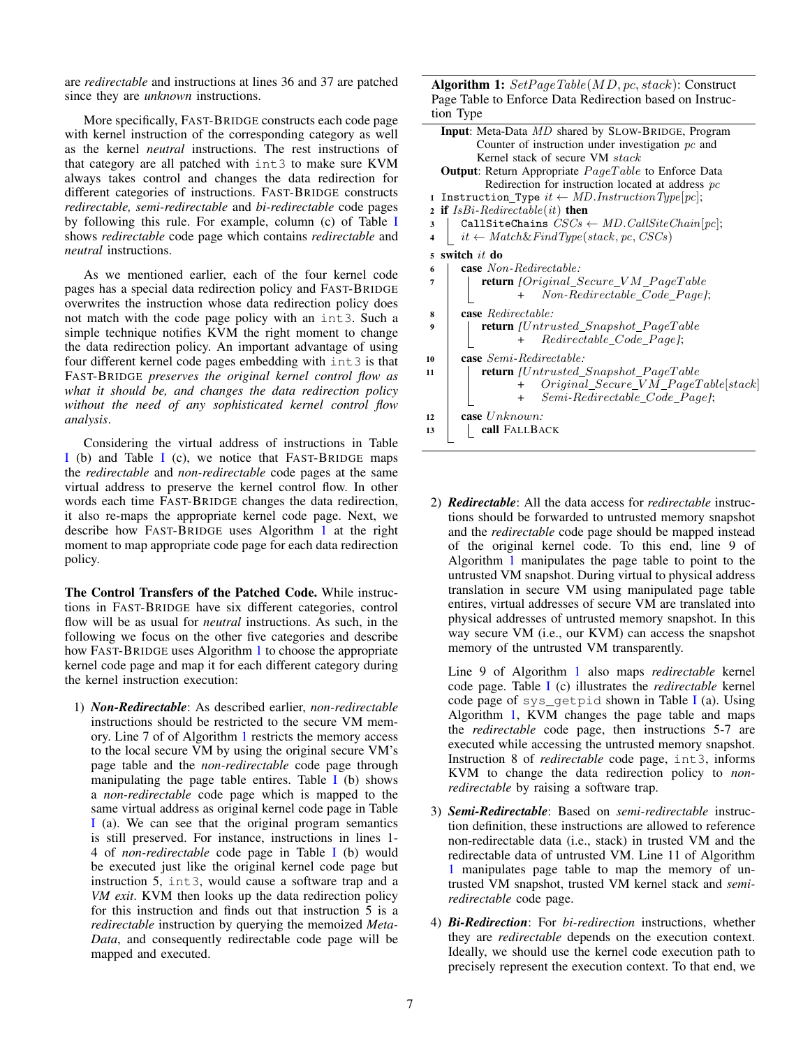are *redirectable* and instructions at lines 36 and 37 are patched since they are *unknown* instructions.

More specifically, FAST-BRIDGE constructs each code page with kernel instruction of the corresponding category as well as the kernel *neutral* instructions. The rest instructions of that category are all patched with `int3` to make sure KVM always takes control and changes the data redirection for different categories of instructions. FAST-BRIDGE constructs *redirectable, semi-redirectable* and *bi-redirectable* code pages by following this rule. For example, column (c) of Table I shows *redirectable* code page which contains *redirectable* and *neutral* instructions.

As we mentioned earlier, each of the four kernel code pages has a special data redirection policy and FAST-BRIDGE overwrites the instruction whose data redirection policy does not match with the code page policy with an `int3`. Such a simple technique notifies KVM the right moment to change the data redirection policy. An important advantage of using four different kernel code pages embedding with `int3` is that FAST-BRIDGE *preserves the original kernel control flow as what it should be, and changes the data redirection policy without the need of any sophisticated kernel control flow analysis*.

Considering the virtual address of instructions in Table I (b) and Table I (c), we notice that FAST-BRIDGE maps the *redirectable* and *non-redirectable* code pages at the same virtual address to preserve the kernel control flow. In other words each time FAST-BRIDGE changes the data redirection, it also re-maps the appropriate kernel code page. Next, we describe how FAST-BRIDGE uses Algorithm 1 at the right moment to map appropriate code page for each data redirection policy.

**The Control Transfers of the Patched Code.** While instructions in FAST-BRIDGE have six different categories, control flow will be as usual for *neutral* instructions. As such, in the following we focus on the other five categories and describe how FAST-BRIDGE uses Algorithm 1 to choose the appropriate kernel code page and map it for each different category during the kernel instruction execution:

1) ***Non-Redirectable***: As described earlier, *non-redirectable* instructions should be restricted to the secure VM memory. Line 7 of of Algorithm 1 restricts the memory access to the local secure VM by using the original secure VM's page table and the *non-redirectable* code page through manipulating the page table entires. Table I (b) shows a *non-redirectable* code page which is mapped to the same virtual address as original kernel code page in Table I (a). We can see that the original program semantics is still preserved. For instance, instructions in lines 1-4 of *non-redirectable* code page in Table I (b) would be executed just like the original kernel code page but instruction 5, `int3`, would cause a software trap and a *VM exit*. KVM then looks up the data redirection policy for this instruction and finds out that instruction 5 is a *redirectable* instruction by querying the memoized *Meta-Data*, and consequently redirectable code page will be mapped and executed.

---

**Algorithm 1:** $SetPageTable(MD, pc, stack)$: Construct Page Table to Enforce Data Redirection based on Instruction Type

**Input**: Meta-Data $MD$ shared by SLOW-BRIDGE, Program Counter of instruction under investigation $pc$ and Kernel stack of secure VM $stack$

**Output**: Return Appropriate $PageTable$ to Enforce Data Redirection for instruction located at address $pc$

```
1  Instruction_Type it ← MD.InstructionType[pc];
2  if IsBi-Redirectable(it) then
3      CallSiteChains CSCs ← MD.CallSiteChain[pc];
4      it ← Match&FindType(stack, pc, CSCs)
5  switch it do
6      case Non-Redirectable:
7          return [Original_Secure_VM_PageTable
                 + Non-Redirectable_Code_Page];
8      case Redirectable:
9          return [Untrusted_Snapshot_PageTable
                 + Redirectable_Code_Page];
10     case Semi-Redirectable:
11         return [Untrusted_Snapshot_PageTable
                 + Original_Secure_VM_PageTable[stack]
                 + Semi-Redirectable_Code_Page];
12     case Unknown:
13         call FALLBACK
```

---

2) ***Redirectable***: All the data access for *redirectable* instructions should be forwarded to untrusted memory snapshot and the *redirectable* code page should be mapped instead of the original kernel code. To this end, line 9 of Algorithm 1 manipulates the page table to point to the untrusted VM snapshot. During virtual to physical address translation in secure VM using manipulated page table entires, virtual addresses of secure VM are translated into physical addresses of untrusted memory snapshot. In this way secure VM (i.e., our KVM) can access the snapshot memory of the untrusted VM transparently.

   Line 9 of Algorithm 1 also maps *redirectable* kernel code page. Table I (c) illustrates the *redirectable* kernel code page of `sys_getpid` shown in Table I (a). Using Algorithm 1, KVM changes the page table and maps the *redirectable* code page, then instructions 5-7 are executed while accessing the untrusted memory snapshot. Instruction 8 of *redirectable* code page, `int3`, informs KVM to change the data redirection policy to *non-redirectable* by raising a software trap.

3) ***Semi-Redirectable***: Based on *semi-redirectable* instruction definition, these instructions are allowed to reference non-redirectable data (i.e., stack) in trusted VM and the redirectable data of untrusted VM. Line 11 of Algorithm 1 manipulates page table to map the memory of untrusted VM snapshot, trusted VM kernel stack and *semi-redirectable* code page.

4) ***Bi-Redirection***: For *bi-redirection* instructions, whether they are *redirectable* depends on the execution context. Ideally, we should use the kernel code execution path to precisely represent the execution context. To that end, we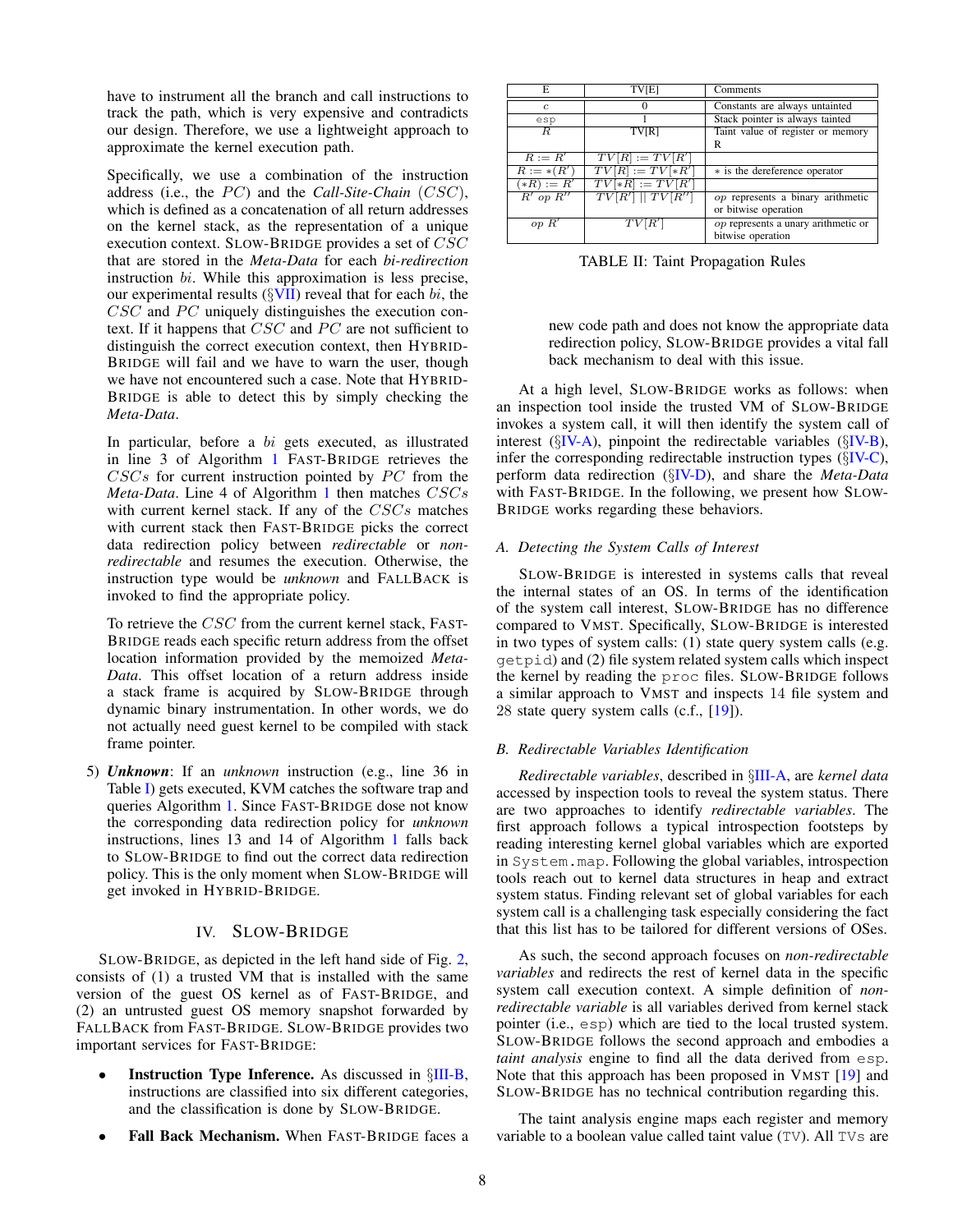have to instrument all the branch and call instructions to track the path, which is very expensive and contradicts our design. Therefore, we use a lightweight approach to approximate the kernel execution path.

Specifically, we use a combination of the instruction address (i.e., the $PC$) and the *Call-Site-Chain* ($CSC$), which is defined as a concatenation of all return addresses on the kernel stack, as the representation of a unique execution context. SLOW-BRIDGE provides a set of $CSC$ that are stored in the *Meta-Data* for each *bi-redirection* instruction $bi$. While this approximation is less precise, our experimental results (§VII) reveal that for each $bi$, the $CSC$ and $PC$ uniquely distinguishes the execution context. If it happens that $CSC$ and $PC$ are not sufficient to distinguish the correct execution context, then HYBRID-BRIDGE will fail and we have to warn the user, though we have not encountered such a case. Note that HYBRID-BRIDGE is able to detect this by simply checking the *Meta-Data*.

In particular, before a $bi$ gets executed, as illustrated in line 3 of Algorithm 1 FAST-BRIDGE retrieves the $CSCs$ for current instruction pointed by $PC$ from the *Meta-Data*. Line 4 of Algorithm 1 then matches $CSCs$ with current kernel stack. If any of the $CSCs$ matches with current stack then FAST-BRIDGE picks the correct data redirection policy between *redirectable* or *non-redirectable* and resumes the execution. Otherwise, the instruction type would be *unknown* and FALLBACK is invoked to find the appropriate policy.

To retrieve the $CSC$ from the current kernel stack, FAST-BRIDGE reads each specific return address from the offset location information provided by the memoized *Meta-Data*. This offset location of a return address inside a stack frame is acquired by SLOW-BRIDGE through dynamic binary instrumentation. In other words, we do not actually need guest kernel to be compiled with stack frame pointer.

5) ***Unknown***: If an *unknown* instruction (e.g., line 36 in Table I) gets executed, KVM catches the software trap and queries Algorithm 1. Since FAST-BRIDGE dose not know the corresponding data redirection policy for *unknown* instructions, lines 13 and 14 of Algorithm 1 falls back to SLOW-BRIDGE to find out the correct data redirection policy. This is the only moment when SLOW-BRIDGE will get invoked in HYBRID-BRIDGE.

## IV. SLOW-BRIDGE

SLOW-BRIDGE, as depicted in the left hand side of Fig. 2, consists of (1) a trusted VM that is installed with the same version of the guest OS kernel as of FAST-BRIDGE, and (2) an untrusted guest OS memory snapshot forwarded by FALLBACK from FAST-BRIDGE. SLOW-BRIDGE provides two important services for FAST-BRIDGE:

- **Instruction Type Inference.** As discussed in §III-B, instructions are classified into six different categories, and the classification is done by SLOW-BRIDGE.
- **Fall Back Mechanism.** When FAST-BRIDGE faces a new code path and does not know the appropriate data redirection policy, SLOW-BRIDGE provides a vital fall back mechanism to deal with this issue.

| E | TV[E] | Comments |
|---|---|---|
| $c$ | 0 | Constants are always untainted |
| `esp` | 1 | Stack pointer is always tainted |
| $R$ | TV[R] | Taint value of register or memory R |
| $R := R'$ | $TV[R] := TV[R']$ | |
| $R := *(R')$ | $TV[R] := TV[*R']$ | $*$ is the dereference operator |
| $(*R) := R'$ | $TV[*R] := TV[R']$ | |
| $R'$ $op$ $R''$ | $TV[R']$ \|\| $TV[R'']$ | $op$ represents a binary arithmetic or bitwise operation |
| $op$ $R'$ | $TV[R']$ | $op$ represents a unary arithmetic or bitwise operation |

TABLE II: Taint Propagation Rules

At a high level, SLOW-BRIDGE works as follows: when an inspection tool inside the trusted VM of SLOW-BRIDGE invokes a system call, it will then identify the system call of interest (§IV-A), pinpoint the redirectable variables (§IV-B), infer the corresponding redirectable instruction types (§IV-C), perform data redirection (§IV-D), and share the *Meta-Data* with FAST-BRIDGE. In the following, we present how SLOW-BRIDGE works regarding these behaviors.

### A. Detecting the System Calls of Interest

SLOW-BRIDGE is interested in systems calls that reveal the internal states of an OS. In terms of the identification of the system call interest, SLOW-BRIDGE has no difference compared to VMST. Specifically, SLOW-BRIDGE is interested in two types of system calls: (1) state query system calls (e.g. `getpid`) and (2) file system related system calls which inspect the kernel by reading the `proc` files. SLOW-BRIDGE follows a similar approach to VMST and inspects 14 file system and 28 state query system calls (c.f., [19]).

### B. Redirectable Variables Identification

*Redirectable variables*, described in §III-A, are *kernel data* accessed by inspection tools to reveal the system status. There are two approaches to identify *redirectable variables*. The first approach follows a typical introspection footsteps by reading interesting kernel global variables which are exported in `System.map`. Following the global variables, introspection tools reach out to kernel data structures in heap and extract system status. Finding relevant set of global variables for each system call is a challenging task especially considering the fact that this list has to be tailored for different versions of OSes.

As such, the second approach focuses on *non-redirectable variables* and redirects the rest of kernel data in the specific system call execution context. A simple definition of *non-redirectable variable* is all variables derived from kernel stack pointer (i.e., `esp`) which are tied to the local trusted system. SLOW-BRIDGE follows the second approach and embodies a *taint analysis* engine to find all the data derived from `esp`. Note that this approach has been proposed in VMST [19] and SLOW-BRIDGE has no technical contribution regarding this.

The taint analysis engine maps each register and memory variable to a boolean value called taint value (`TV`). All `TV`s are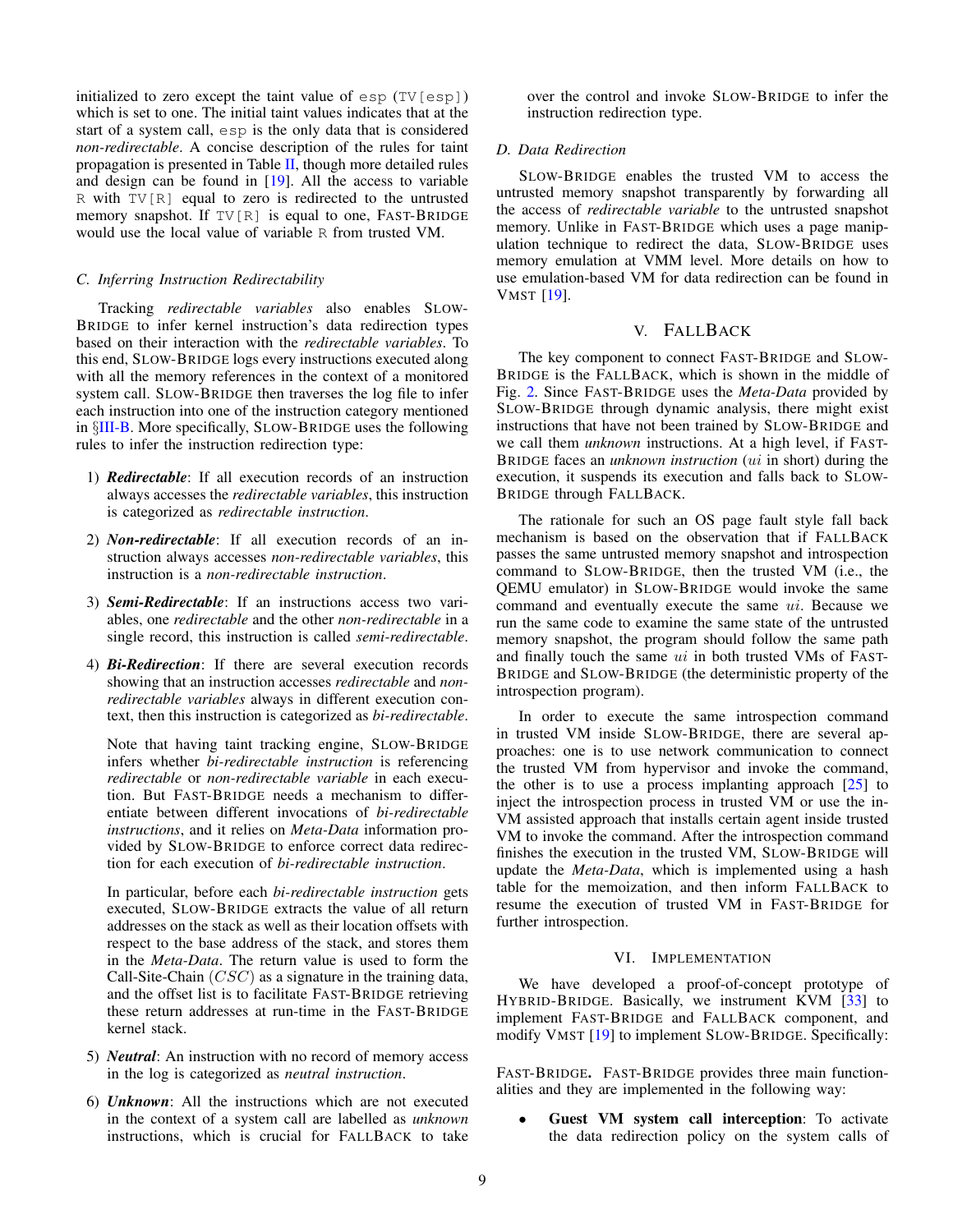initialized to zero except the taint value of `esp` (`TV[esp]`) which is set to one. The initial taint values indicates that at the start of a system call, `esp` is the only data that is considered *non-redirectable*. A concise description of the rules for taint propagation is presented in Table II, though more detailed rules and design can be found in [19]. All the access to variable `R` with `TV[R]` equal to zero is redirected to the untrusted memory snapshot. If `TV[R]` is equal to one, FAST-BRIDGE would use the local value of variable `R` from trusted VM.

### C. Inferring Instruction Redirectability

Tracking *redirectable variables* also enables SLOW-BRIDGE to infer kernel instruction's data redirection types based on their interaction with the *redirectable variables*. To this end, SLOW-BRIDGE logs every instructions executed along with all the memory references in the context of a monitored system call. SLOW-BRIDGE then traverses the log file to infer each instruction into one of the instruction category mentioned in §III-B. More specifically, SLOW-BRIDGE uses the following rules to infer the instruction redirection type:

1) ***Redirectable***: If all execution records of an instruction always accesses the *redirectable variables*, this instruction is categorized as *redirectable instruction*.
2) ***Non-redirectable***: If all execution records of an instruction always accesses *non-redirectable variables*, this instruction is a *non-redirectable instruction*.
3) ***Semi-Redirectable***: If an instructions access two variables, one *redirectable* and the other *non-redirectable* in a single record, this instruction is called *semi-redirectable*.
4) ***Bi-Redirection***: If there are several execution records showing that an instruction accesses *redirectable* and *non-redirectable variables* always in different execution context, then this instruction is categorized as *bi-redirectable*.

   Note that having taint tracking engine, SLOW-BRIDGE infers whether *bi-redirectable instruction* is referencing *redirectable* or *non-redirectable variable* in each execution. But FAST-BRIDGE needs a mechanism to differentiate between different invocations of *bi-redirectable instructions*, and it relies on *Meta-Data* information provided by SLOW-BRIDGE to enforce correct data redirection for each execution of *bi-redirectable instruction*.

   In particular, before each *bi-redirectable instruction* gets executed, SLOW-BRIDGE extracts the value of all return addresses on the stack as well as their location offsets with respect to the base address of the stack, and stores them in the *Meta-Data*. The return value is used to form the Call-Site-Chain ($CSC$) as a signature in the training data, and the offset list is to facilitate FAST-BRIDGE retrieving these return addresses at run-time in the FAST-BRIDGE kernel stack.
5) ***Neutral***: An instruction with no record of memory access in the log is categorized as *neutral instruction*.
6) ***Unknown***: All the instructions which are not executed in the context of a system call are labelled as *unknown* instructions, which is crucial for FALLBACK to take over the control and invoke SLOW-BRIDGE to infer the instruction redirection type.

### D. Data Redirection

SLOW-BRIDGE enables the trusted VM to access the untrusted memory snapshot transparently by forwarding all the access of *redirectable variable* to the untrusted snapshot memory. Unlike in FAST-BRIDGE which uses a page manipulation technique to redirect the data, SLOW-BRIDGE uses memory emulation at VMM level. More details on how to use emulation-based VM for data redirection can be found in VMST [19].

## V. FALLBACK

The key component to connect FAST-BRIDGE and SLOW-BRIDGE is the FALLBACK, which is shown in the middle of Fig. 2. Since FAST-BRIDGE uses the *Meta-Data* provided by SLOW-BRIDGE through dynamic analysis, there might exist instructions that have not been trained by SLOW-BRIDGE and we call them *unknown* instructions. At a high level, if FAST-BRIDGE faces an *unknown instruction* ($ui$ in short) during the execution, it suspends its execution and falls back to SLOW-BRIDGE through FALLBACK.

The rationale for such an OS page fault style fall back mechanism is based on the observation that if FALLBACK passes the same untrusted memory snapshot and introspection command to SLOW-BRIDGE, then the trusted VM (i.e., the QEMU emulator) in SLOW-BRIDGE would invoke the same command and eventually execute the same $ui$. Because we run the same code to examine the same state of the untrusted memory snapshot, the program should follow the same path and finally touch the same $ui$ in both trusted VMs of FAST-BRIDGE and SLOW-BRIDGE (the deterministic property of the introspection program).

In order to execute the same introspection command in trusted VM inside SLOW-BRIDGE, there are several approaches: one is to use network communication to connect the trusted VM from hypervisor and invoke the command, the other is to use a process implanting approach [25] to inject the introspection process in trusted VM or use the in-VM assisted approach that installs certain agent inside trusted VM to invoke the command. After the introspection command finishes the execution in the trusted VM, SLOW-BRIDGE will update the *Meta-Data*, which is implemented using a hash table for the memoization, and then inform FALLBACK to resume the execution of trusted VM in FAST-BRIDGE for further introspection.

## VI. IMPLEMENTATION

We have developed a proof-of-concept prototype of HYBRID-BRIDGE. Basically, we instrument KVM [33] to implement FAST-BRIDGE and FALLBACK component, and modify VMST [19] to implement SLOW-BRIDGE. Specifically:

**FAST-BRIDGE.** FAST-BRIDGE provides three main functionalities and they are implemented in the following way:

- **Guest VM system call interception**: To activate the data redirection policy on the system calls of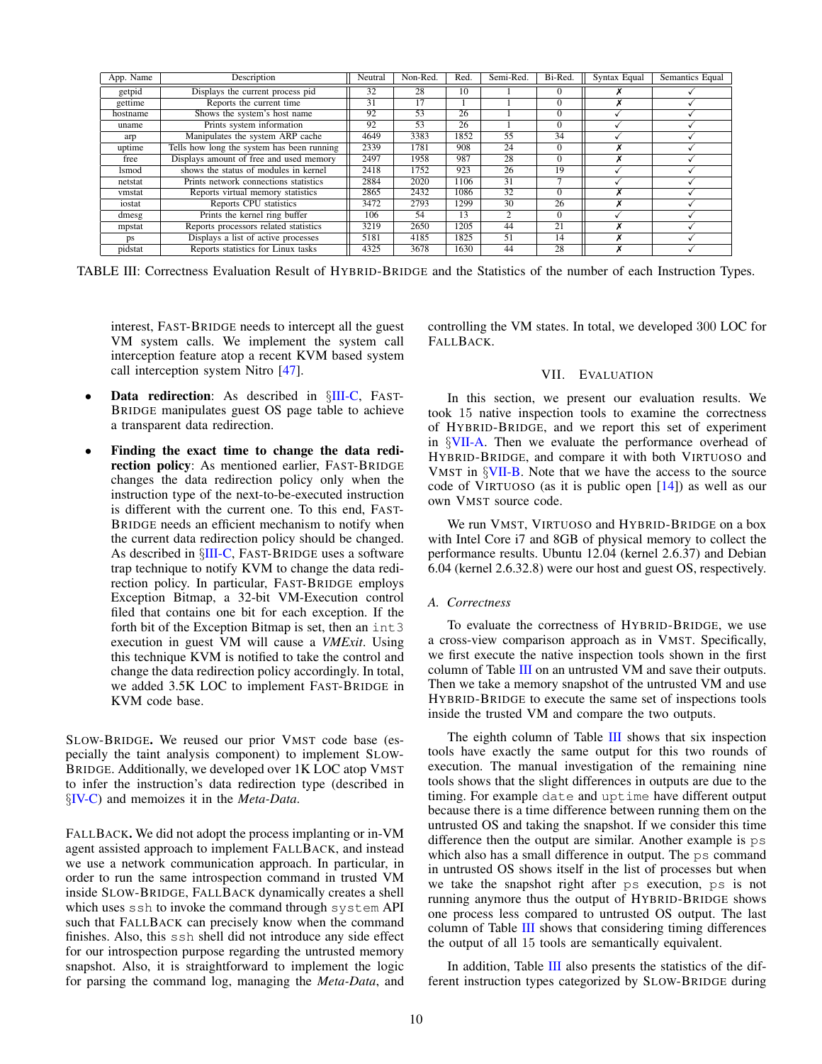| App. Name | Description | Neutral | Non-Red. | Red. | Semi-Red. | Bi-Red. | Syntax Equal | Semantics Equal |
|---|---|---|---|---|---|---|---|---|
| getpid | Displays the current process pid | 32 | 28 | 10 | 1 | 0 | ✗ | ✓ |
| gettime | Reports the current time | 31 | 17 | 1 | 1 | 0 | ✗ | ✓ |
| hostname | Shows the system's host name | 92 | 53 | 26 | 1 | 0 | ✓ | ✓ |
| uname | Prints system information | 92 | 53 | 26 | 1 | 0 | ✓ | ✓ |
| arp | Manipulates the system ARP cache | 4649 | 3383 | 1852 | 55 | 34 | ✓ | ✓ |
| uptime | Tells how long the system has been running | 2339 | 1781 | 908 | 24 | 0 | ✗ | ✓ |
| free | Displays amount of free and used memory | 2497 | 1958 | 987 | 28 | 0 | ✗ | ✓ |
| lsmod | shows the status of modules in kernel | 2418 | 1752 | 923 | 26 | 19 | ✓ | ✓ |
| netstat | Prints network connections statistics | 2884 | 2020 | 1106 | 31 | 7 | ✓ | ✓ |
| vmstat | Reports virtual memory statistics | 2865 | 2432 | 1086 | 32 | 0 | ✗ | ✓ |
| iostat | Reports CPU statistics | 3472 | 2793 | 1299 | 30 | 26 | ✗ | ✓ |
| dmesg | Prints the kernel ring buffer | 106 | 54 | 13 | 2 | 0 | ✓ | ✓ |
| mpstat | Reports processors related statistics | 3219 | 2650 | 1205 | 44 | 21 | ✗ | ✓ |
| ps | Displays a list of active processes | 5181 | 4185 | 1825 | 51 | 14 | ✗ | ✓ |
| pidstat | Reports statistics for Linux tasks | 4325 | 3678 | 1630 | 44 | 28 | ✗ | ✓ |

TABLE III: Correctness Evaluation Result of HYBRID-BRIDGE and the Statistics of the number of each Instruction Types.

interest, FAST-BRIDGE needs to intercept all the guest VM system calls. We implement the system call interception feature atop a recent KVM based system call interception system Nitro [47].

- **Data redirection**: As described in §III-C, FAST-BRIDGE manipulates guest OS page table to achieve a transparent data redirection.
- **Finding the exact time to change the data redirection policy**: As mentioned earlier, FAST-BRIDGE changes the data redirection policy only when the instruction type of the next-to-be-executed instruction is different with the current one. To this end, FAST-BRIDGE needs an efficient mechanism to notify when the current data redirection policy should be changed. As described in §III-C, FAST-BRIDGE uses a software trap technique to notify KVM to change the data redirection policy. In particular, FAST-BRIDGE employs Exception Bitmap, a 32-bit VM-Execution control filed that contains one bit for each exception. If the forth bit of the Exception Bitmap is set, then an `int3` execution in guest VM will cause a *VMExit*. Using this technique KVM is notified to take the control and change the data redirection policy accordingly. In total, we added 3.5K LOC to implement FAST-BRIDGE in KVM code base.

**SLOW-BRIDGE.** We reused our prior VMST code base (especially the taint analysis component) to implement SLOW-BRIDGE. Additionally, we developed over 1K LOC atop VMST to infer the instruction's data redirection type (described in §IV-C) and memoizes it in the *Meta-Data*.

**FALLBACK.** We did not adopt the process implanting or in-VM agent assisted approach to implement FALLBACK, and instead we use a network communication approach. In particular, in order to run the same introspection command in trusted VM inside SLOW-BRIDGE, FALLBACK dynamically creates a shell which uses `ssh` to invoke the command through `system` API such that FALLBACK can precisely know when the command finishes. Also, this `ssh` shell did not introduce any side effect for our introspection purpose regarding the untrusted memory snapshot. Also, it is straightforward to implement the logic for parsing the command log, managing the *Meta-Data*, and controlling the VM states. In total, we developed 300 LOC for FALLBACK.

## VII. EVALUATION

In this section, we present our evaluation results. We took 15 native inspection tools to examine the correctness of HYBRID-BRIDGE, and we report this set of experiment in §VII-A. Then we evaluate the performance overhead of HYBRID-BRIDGE, and compare it with both VIRTUOSO and VMST in §VII-B. Note that we have the access to the source code of VIRTUOSO (as it is public open [14]) as well as our own VMST source code.

We run VMST, VIRTUOSO and HYBRID-BRIDGE on a box with Intel Core i7 and 8GB of physical memory to collect the performance results. Ubuntu 12.04 (kernel 2.6.37) and Debian 6.04 (kernel 2.6.32.8) were our host and guest OS, respectively.

### A. Correctness

To evaluate the correctness of HYBRID-BRIDGE, we use a cross-view comparison approach as in VMST. Specifically, we first execute the native inspection tools shown in the first column of Table III on an untrusted VM and save their outputs. Then we take a memory snapshot of the untrusted VM and use HYBRID-BRIDGE to execute the same set of inspections tools inside the trusted VM and compare the two outputs.

The eighth column of Table III shows that six inspection tools have exactly the same output for this two rounds of execution. The manual investigation of the remaining nine tools shows that the slight differences in outputs are due to the timing. For example `date` and `uptime` have different output because there is a time difference between running them on the untrusted OS and taking the snapshot. If we consider this time difference then the output are similar. Another example is `ps` which also has a small difference in output. The `ps` command in untrusted OS shows itself in the list of processes but when we take the snapshot right after `ps` execution, `ps` is not running anymore thus the output of HYBRID-BRIDGE shows one process less compared to untrusted OS output. The last column of Table III shows that considering timing differences the output of all 15 tools are semantically equivalent.

In addition, Table III also presents the statistics of the different instruction types categorized by SLOW-BRIDGE during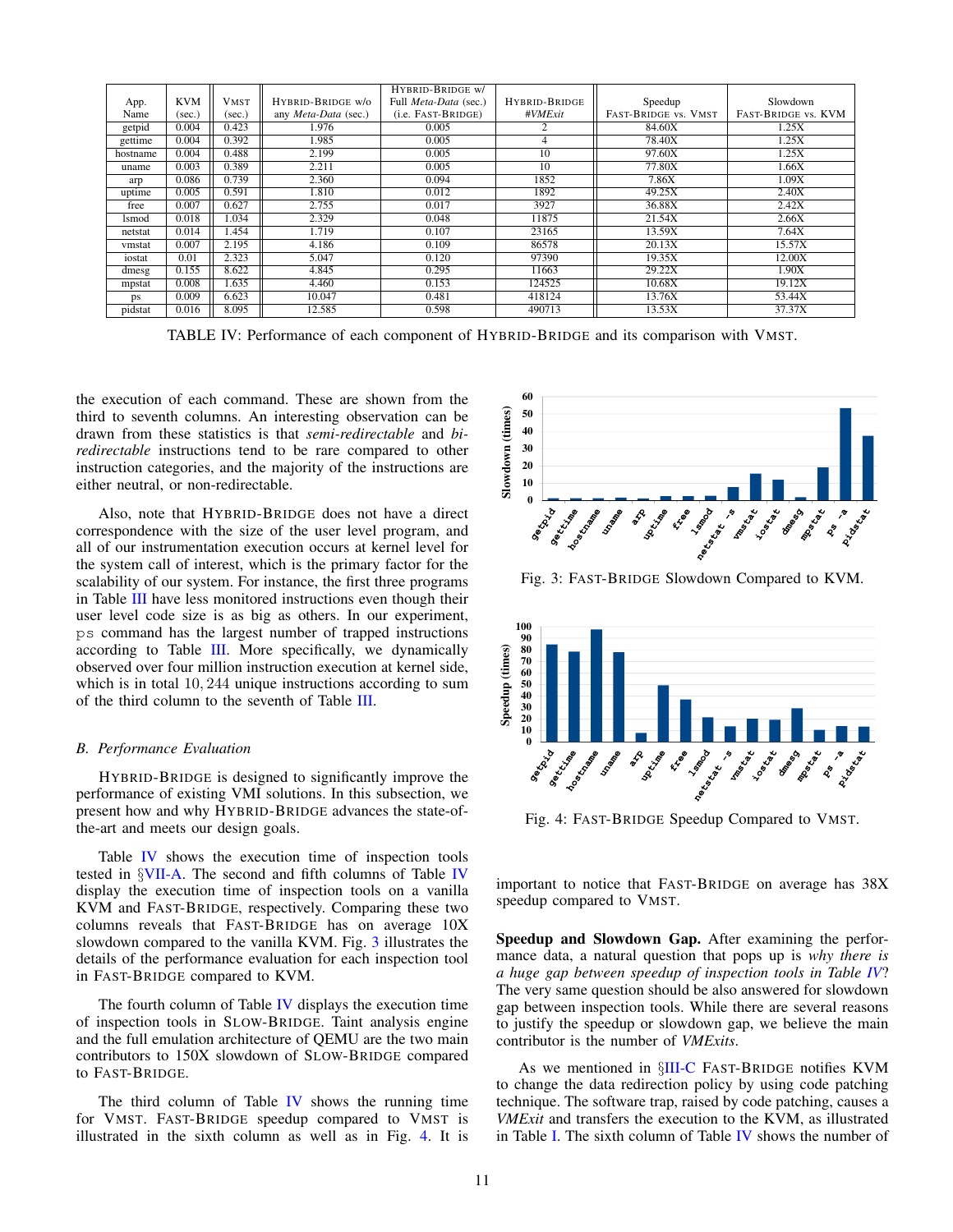| App. Name | KVM (sec.) | VMST (sec.) | HYBRID-BRIDGE w/o any *Meta-Data* (sec.) | HYBRID-BRIDGE w/ Full *Meta-Data* (sec.) (i.e. FAST-BRIDGE) | HYBRID-BRIDGE *#VMExit* | Speedup FAST-BRIDGE vs. VMST | Slowdown FAST-BRIDGE vs. KVM |
|---|---|---|---|---|---|---|---|
| getpid | 0.004 | 0.423 | 1.976 | 0.005 | 2 | 84.60X | 1.25X |
| gettime | 0.004 | 0.392 | 1.985 | 0.005 | 4 | 78.40X | 1.25X |
| hostname | 0.004 | 0.488 | 2.199 | 0.005 | 10 | 97.60X | 1.25X |
| uname | 0.003 | 0.389 | 2.211 | 0.005 | 10 | 77.80X | 1.66X |
| arp | 0.086 | 0.739 | 2.360 | 0.094 | 1852 | 7.86X | 1.09X |
| uptime | 0.005 | 0.591 | 1.810 | 0.012 | 1892 | 49.25X | 2.40X |
| free | 0.007 | 0.627 | 2.755 | 0.017 | 3927 | 36.88X | 2.42X |
| lsmod | 0.018 | 1.034 | 2.329 | 0.048 | 11875 | 21.54X | 2.66X |
| netstat | 0.014 | 1.454 | 1.719 | 0.107 | 23165 | 13.59X | 7.64X |
| vmstat | 0.007 | 2.195 | 4.186 | 0.109 | 86578 | 20.13X | 15.57X |
| iostat | 0.01 | 2.323 | 5.047 | 0.120 | 97390 | 19.35X | 12.00X |
| dmesg | 0.155 | 8.622 | 4.845 | 0.295 | 11663 | 29.22X | 1.90X |
| mpstat | 0.008 | 1.635 | 4.460 | 0.153 | 124525 | 10.68X | 19.12X |
| ps | 0.009 | 6.623 | 10.047 | 0.481 | 418124 | 13.76X | 53.44X |
| pidstat | 0.016 | 8.095 | 12.585 | 0.598 | 490713 | 13.53X | 37.37X |

TABLE IV: Performance of each component of HYBRID-BRIDGE and its comparison with VMST.

the execution of each command. These are shown from the third to seventh columns. An interesting observation can be drawn from these statistics is that *semi-redirectable* and *bi-redirectable* instructions tend to be rare compared to other instruction categories, and the majority of the instructions are either neutral, or non-redirectable.

Also, note that HYBRID-BRIDGE does not have a direct correspondence with the size of the user level program, and all of our instrumentation execution occurs at kernel level for the system call of interest, which is the primary factor for the scalability of our system. For instance, the first three programs in Table III have less monitored instructions even though their user level code size is as big as others. In our experiment, ps command has the largest number of trapped instructions according to Table III. More specifically, we dynamically observed over four million instruction execution at kernel side, which is in total $10,244$ unique instructions according to sum of the third column to the seventh of Table III.

### B. Performance Evaluation

HYBRID-BRIDGE is designed to significantly improve the performance of existing VMI solutions. In this subsection, we present how and why HYBRID-BRIDGE advances the state-of-the-art and meets our design goals.

Table IV shows the execution time of inspection tools tested in §VII-A. The second and fifth columns of Table IV display the execution time of inspection tools on a vanilla KVM and FAST-BRIDGE, respectively. Comparing these two columns reveals that FAST-BRIDGE has on average 10X slowdown compared to the vanilla KVM. Fig. 3 illustrates the details of the performance evaluation for each inspection tool in FAST-BRIDGE compared to KVM.

The fourth column of Table IV displays the execution time of inspection tools in SLOW-BRIDGE. Taint analysis engine and the full emulation architecture of QEMU are the two main contributors to 150X slowdown of SLOW-BRIDGE compared to FAST-BRIDGE.

The third column of Table IV shows the running time for VMST. FAST-BRIDGE speedup compared to VMST is illustrated in the sixth column as well as in Fig. 4. It is important to notice that FAST-BRIDGE on average has 38X speedup compared to VMST.

Fig. 3: FAST-BRIDGE Slowdown Compared to KVM.

Fig. 4: FAST-BRIDGE Speedup Compared to VMST.

**Speedup and Slowdown Gap.** After examining the performance data, a natural question that pops up is *why there is a huge gap between speedup of inspection tools in Table IV*? The very same question should be also answered for slowdown gap between inspection tools. While there are several reasons to justify the speedup or slowdown gap, we believe the main contributor is the number of *VMExits*.

As we mentioned in §III-C FAST-BRIDGE notifies KVM to change the data redirection policy by using code patching technique. The software trap, raised by code patching, causes a *VMExit* and transfers the execution to the KVM, as illustrated in Table I. The sixth column of Table IV shows the number of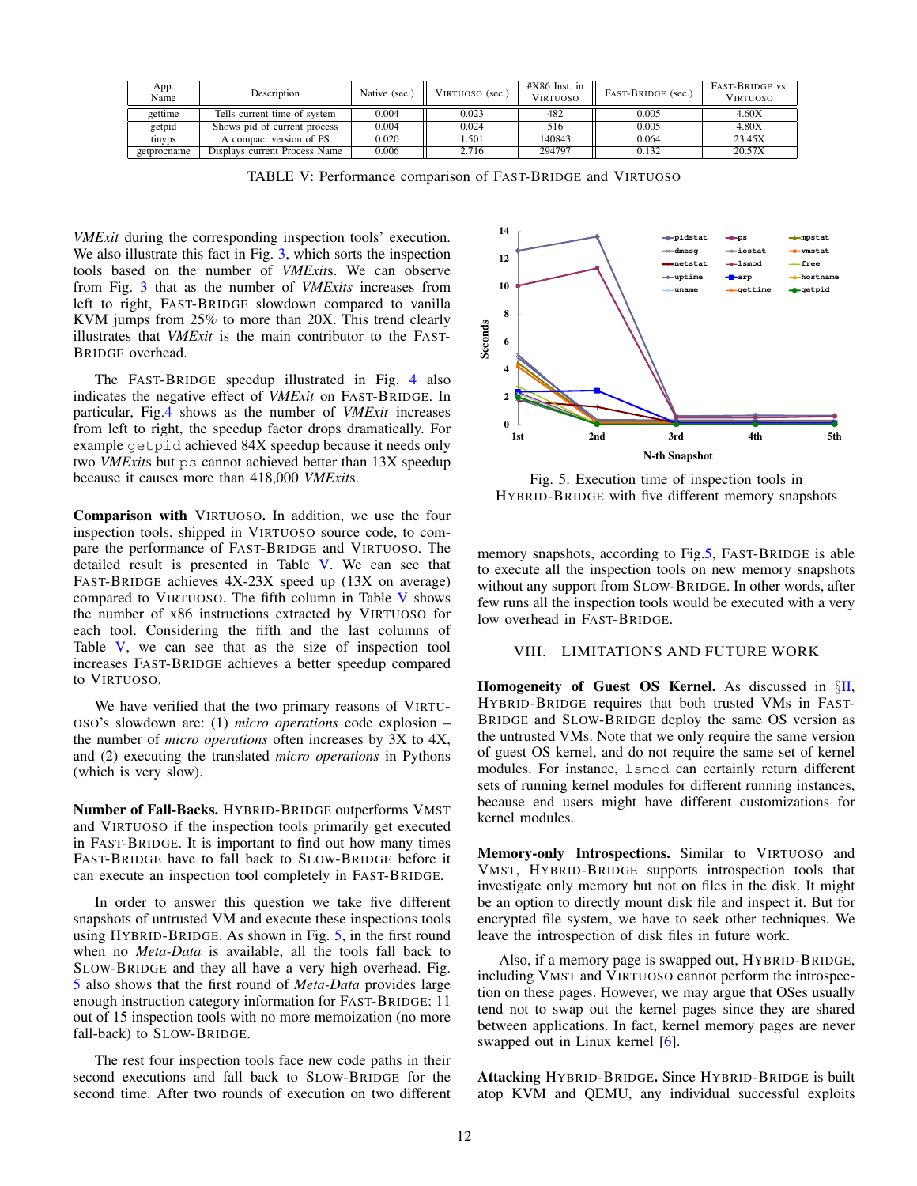| App. Name | Description | Native (sec.) | VIRTUOSO (sec.) | #X86 Inst. in VIRTUOSO | FAST-BRIDGE (sec.) | FAST-BRIDGE vs. VIRTUOSO |
|---|---|---|---|---|---|---|
| gettime | Tells current time of system | 0.004 | 0.023 | 482 | 0.005 | 4.60X |
| getpid | Shows pid of current process | 0.004 | 0.024 | 516 | 0.005 | 4.80X |
| tinyps | A compact version of PS | 0.020 | 1.501 | 140843 | 0.064 | 23.45X |
| getprocname | Displays current Process Name | 0.006 | 2.716 | 294797 | 0.132 | 20.57X |

TABLE V: Performance comparison of FAST-BRIDGE and VIRTUOSO

*VMExit* during the corresponding inspection tools' execution. We also illustrate this fact in Fig. 3, which sorts the inspection tools based on the number of *VMExit*s. We can observe from Fig. 3 that as the number of *VMExits* increases from left to right, FAST-BRIDGE slowdown compared to vanilla KVM jumps from 25% to more than 20X. This trend clearly illustrates that *VMExit* is the main contributor to the FAST-BRIDGE overhead.

The FAST-BRIDGE speedup illustrated in Fig. 4 also indicates the negative effect of *VMExit* on FAST-BRIDGE. In particular, Fig.4 shows as the number of *VMExit* increases from left to right, the speedup factor drops dramatically. For example `getpid` achieved 84X speedup because it needs only two *VMExit*s but `ps` cannot achieved better than 13X speedup because it causes more than 418,000 *VMExit*s.

**Comparison with** VIRTUOSO**.** In addition, we use the four inspection tools, shipped in VIRTUOSO source code, to compare the performance of FAST-BRIDGE and VIRTUOSO. The detailed result is presented in Table V. We can see that FAST-BRIDGE achieves 4X-23X speed up (13X on average) compared to VIRTUOSO. The fifth column in Table V shows the number of x86 instructions extracted by VIRTUOSO for each tool. Considering the fifth and the last columns of Table V, we can see that as the size of inspection tool increases FAST-BRIDGE achieves a better speedup compared to VIRTUOSO.

We have verified that the two primary reasons of VIRTUOSO's slowdown are: (1) *micro operations* code explosion – the number of *micro operations* often increases by 3X to 4X, and (2) executing the translated *micro operations* in Pythons (which is very slow).

**Number of Fall-Backs.** HYBRID-BRIDGE outperforms VMST and VIRTUOSO if the inspection tools primarily get executed in FAST-BRIDGE. It is important to find out how many times FAST-BRIDGE have to fall back to SLOW-BRIDGE before it can execute an inspection tool completely in FAST-BRIDGE.

In order to answer this question we take five different snapshots of untrusted VM and execute these inspections tools using HYBRID-BRIDGE. As shown in Fig. 5, in the first round when no *Meta-Data* is available, all the tools fall back to SLOW-BRIDGE and they all have a very high overhead. Fig. 5 also shows that the first round of *Meta-Data* provides large enough instruction category information for FAST-BRIDGE: 11 out of 15 inspection tools with no more memoization (no more fall-back) to SLOW-BRIDGE.

The rest four inspection tools face new code paths in their second executions and fall back to SLOW-BRIDGE for the second time. After two rounds of execution on two different memory snapshots, according to Fig.5, FAST-BRIDGE is able to execute all the inspection tools on new memory snapshots without any support from SLOW-BRIDGE. In other words, after few runs all the inspection tools would be executed with a very low overhead in FAST-BRIDGE.

Fig. 5: Execution time of inspection tools in HYBRID-BRIDGE with five different memory snapshots

## VIII. LIMITATIONS AND FUTURE WORK

**Homogeneity of Guest OS Kernel.** As discussed in §II, HYBRID-BRIDGE requires that both trusted VMs in FAST-BRIDGE and SLOW-BRIDGE deploy the same OS version as the untrusted VMs. Note that we only require the same version of guest OS kernel, and do not require the same set of kernel modules. For instance, `lsmod` can certainly return different sets of running kernel modules for different running instances, because end users might have different customizations for kernel modules.

**Memory-only Introspections.** Similar to VIRTUOSO and VMST, HYBRID-BRIDGE supports introspection tools that investigate only memory but not on files in the disk. It might be an option to directly mount disk file and inspect it. But for encrypted file system, we have to seek other techniques. We leave the introspection of disk files in future work.

Also, if a memory page is swapped out, HYBRID-BRIDGE, including VMST and VIRTUOSO cannot perform the introspection on these pages. However, we may argue that OSes usually tend not to swap out the kernel pages since they are shared between applications. In fact, kernel memory pages are never swapped out in Linux kernel [6].

**Attacking** HYBRID-BRIDGE**.** Since HYBRID-BRIDGE is built atop KVM and QEMU, any individual successful exploits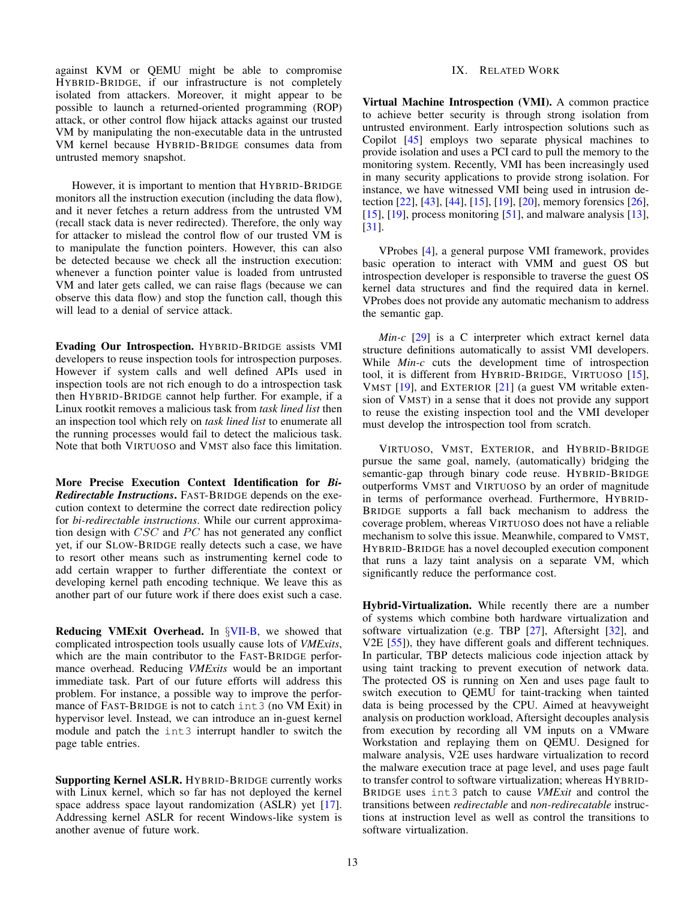against KVM or QEMU might be able to compromise HYBRID-BRIDGE, if our infrastructure is not completely isolated from attackers. Moreover, it might appear to be possible to launch a returned-oriented programming (ROP) attack, or other control flow hijack attacks against our trusted VM by manipulating the non-executable data in the untrusted VM kernel because HYBRID-BRIDGE consumes data from untrusted memory snapshot.

However, it is important to mention that HYBRID-BRIDGE monitors all the instruction execution (including the data flow), and it never fetches a return address from the untrusted VM (recall stack data is never redirected). Therefore, the only way for attacker to mislead the control flow of our trusted VM is to manipulate the function pointers. However, this can also be detected because we check all the instruction execution: whenever a function pointer value is loaded from untrusted VM and later gets called, we can raise flags (because we can observe this data flow) and stop the function call, though this will lead to a denial of service attack.

**Evading Our Introspection.** HYBRID-BRIDGE assists VMI developers to reuse inspection tools for introspection purposes. However if system calls and well defined APIs used in inspection tools are not rich enough to do a introspection task then HYBRID-BRIDGE cannot help further. For example, if a Linux rootkit removes a malicious task from *task lined list* then an inspection tool which rely on *task lined list* to enumerate all the running processes would fail to detect the malicious task. Note that both VIRTUOSO and VMST also face this limitation.

**More Precise Execution Context Identification for *Bi-Redirectable Instructions*.** FAST-BRIDGE depends on the execution context to determine the correct date redirection policy for *bi-redirectable instructions*. While our current approximation design with $CSC$ and $PC$ has not generated any conflict yet, if our SLOW-BRIDGE really detects such a case, we have to resort other means such as instrumenting kernel code to add certain wrapper to further differentiate the context or developing kernel path encoding technique. We leave this as another part of our future work if there does exist such a case.

**Reducing VMExit Overhead.** In §VII-B, we showed that complicated introspection tools usually cause lots of *VMExits*, which are the main contributor to the FAST-BRIDGE performance overhead. Reducing *VMExits* would be an important immediate task. Part of our future efforts will address this problem. For instance, a possible way to improve the performance of FAST-BRIDGE is not to catch `int3` (no VM Exit) in hypervisor level. Instead, we can introduce an in-guest kernel module and patch the `int3` interrupt handler to switch the page table entries.

**Supporting Kernel ASLR.** HYBRID-BRIDGE currently works with Linux kernel, which so far has not deployed the kernel space address space layout randomization (ASLR) yet [17]. Addressing kernel ASLR for recent Windows-like system is another avenue of future work.

# IX. RELATED WORK

**Virtual Machine Introspection (VMI).** A common practice to achieve better security is through strong isolation from untrusted environment. Early introspection solutions such as Copilot [45] employs two separate physical machines to provide isolation and uses a PCI card to pull the memory to the monitoring system. Recently, VMI has been increasingly used in many security applications to provide strong isolation. For instance, we have witnessed VMI being used in intrusion detection [22], [43], [44], [15], [19], [20], memory forensics [26], [15], [19], process monitoring [51], and malware analysis [13], [31].

VProbes [4], a general purpose VMI framework, provides basic operation to interact with VMM and guest OS but introspection developer is responsible to traverse the guest OS kernel data structures and find the required data in kernel. VProbes does not provide any automatic mechanism to address the semantic gap.

*Min-c* [29] is a C interpreter which extract kernel data structure definitions automatically to assist VMI developers. While *Min-c* cuts the development time of introspection tool, it is different from HYBRID-BRIDGE, VIRTUOSO [15], VMST [19], and EXTERIOR [21] (a guest VM writable extension of VMST) in a sense that it does not provide any support to reuse the existing inspection tool and the VMI developer must develop the introspection tool from scratch.

VIRTUOSO, VMST, EXTERIOR, and HYBRID-BRIDGE pursue the same goal, namely, (automatically) bridging the semantic-gap through binary code reuse. HYBRID-BRIDGE outperforms VMST and VIRTUOSO by an order of magnitude in terms of performance overhead. Furthermore, HYBRID-BRIDGE supports a fall back mechanism to address the coverage problem, whereas VIRTUOSO does not have a reliable mechanism to solve this issue. Meanwhile, compared to VMST, HYBRID-BRIDGE has a novel decoupled execution component that runs a lazy taint analysis on a separate VM, which significantly reduce the performance cost.

**Hybrid-Virtualization.** While recently there are a number of systems which combine both hardware virtualization and software virtualization (e.g. TBP [27], Aftersight [32], and V2E [55]), they have different goals and different techniques. In particular, TBP detects malicious code injection attack by using taint tracking to prevent execution of network data. The protected OS is running on Xen and uses page fault to switch execution to QEMU for taint-tracking when tainted data is being processed by the CPU. Aimed at heavyweight analysis on production workload, Aftersight decouples analysis from execution by recording all VM inputs on a VMware Workstation and replaying them on QEMU. Designed for malware analysis, V2E uses hardware virtualization to record the malware execution trace at page level, and uses page fault to transfer control to software virtualization; whereas HYBRID-BRIDGE uses `int3` patch to cause *VMExit* and control the transitions between *redirectable* and *non-redirecatable* instructions at instruction level as well as control the transitions to software virtualization.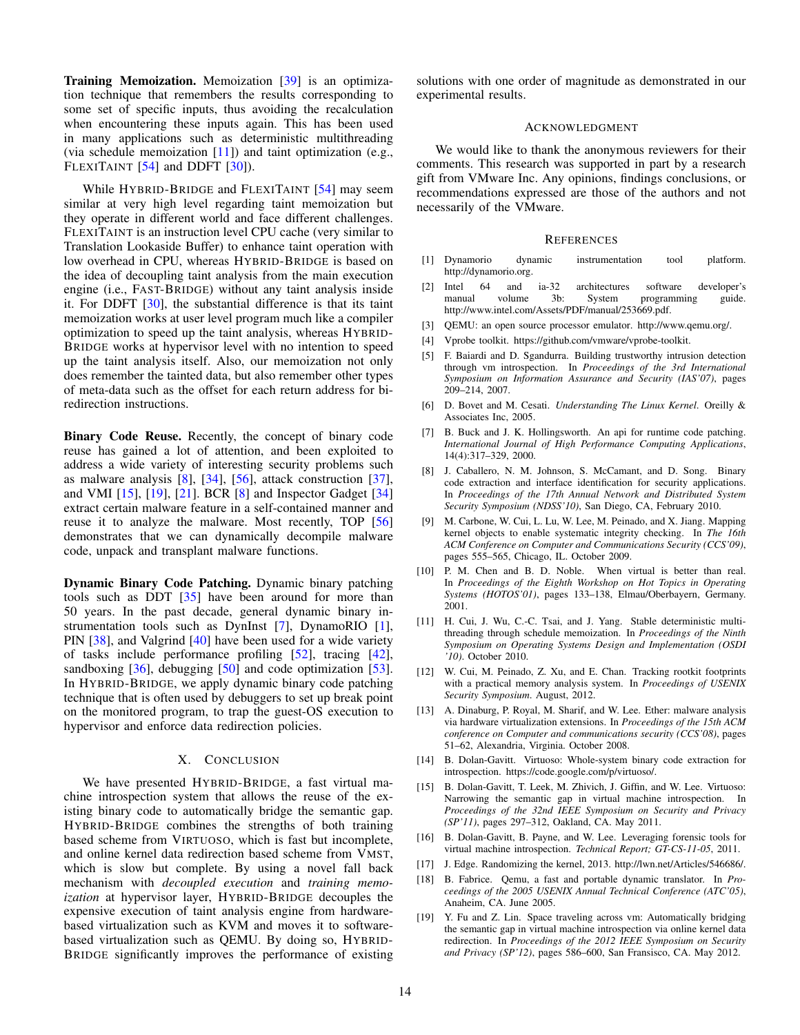**Training Memoization.** Memoization [39] is an optimization technique that remembers the results corresponding to some set of specific inputs, thus avoiding the recalculation when encountering these inputs again. This has been used in many applications such as deterministic multithreading (via schedule memoization [11]) and taint optimization (e.g., FLEXITAINT [54] and DDFT [30]).

While HYBRID-BRIDGE and FLEXITAINT [54] may seem similar at very high level regarding taint memoization but they operate in different world and face different challenges. FLEXITAINT is an instruction level CPU cache (very similar to Translation Lookaside Buffer) to enhance taint operation with low overhead in CPU, whereas HYBRID-BRIDGE is based on the idea of decoupling taint analysis from the main execution engine (i.e., FAST-BRIDGE) without any taint analysis inside it. For DDFT [30], the substantial difference is that its taint memoization works at user level program much like a compiler optimization to speed up the taint analysis, whereas HYBRID-BRIDGE works at hypervisor level with no intention to speed up the taint analysis itself. Also, our memoization not only does remember the tainted data, but also remember other types of meta-data such as the offset for each return address for bi-redirection instructions.

**Binary Code Reuse.** Recently, the concept of binary code reuse has gained a lot of attention, and been exploited to address a wide variety of interesting security problems such as malware analysis [8], [34], [56], attack construction [37], and VMI [15], [19], [21]. BCR [8] and Inspector Gadget [34] extract certain malware feature in a self-contained manner and reuse it to analyze the malware. Most recently, TOP [56] demonstrates that we can dynamically decompile malware code, unpack and transplant malware functions.

**Dynamic Binary Code Patching.** Dynamic binary patching tools such as DDT [35] have been around for more than 50 years. In the past decade, general dynamic binary instrumentation tools such as DynInst [7], DynamoRIO [1], PIN [38], and Valgrind [40] have been used for a wide variety of tasks include performance profiling [52], tracing [42], sandboxing [36], debugging [50] and code optimization [53]. In HYBRID-BRIDGE, we apply dynamic binary code patching technique that is often used by debuggers to set up break point on the monitored program, to trap the guest-OS execution to hypervisor and enforce data redirection policies.

## X. CONCLUSION

We have presented HYBRID-BRIDGE, a fast virtual machine introspection system that allows the reuse of the existing binary code to automatically bridge the semantic gap. HYBRID-BRIDGE combines the strengths of both training based scheme from VIRTUOSO, which is fast but incomplete, and online kernel data redirection based scheme from VMST, which is slow but complete. By using a novel fall back mechanism with *decoupled execution* and *training memoization* at hypervisor layer, HYBRID-BRIDGE decouples the expensive execution of taint analysis engine from hardware-based virtualization such as KVM and moves it to software-based virtualization such as QEMU. By doing so, HYBRID-BRIDGE significantly improves the performance of existing solutions with one order of magnitude as demonstrated in our experimental results.

## ACKNOWLEDGMENT

We would like to thank the anonymous reviewers for their comments. This research was supported in part by a research gift from VMware Inc. Any opinions, findings conclusions, or recommendations expressed are those of the authors and not necessarily of the VMware.

## REFERENCES

[1] Dynamorio dynamic instrumentation tool platform. http://dynamorio.org.

[2] Intel 64 and ia-32 architectures software developer's manual volume 3b: System programming guide. http://www.intel.com/Assets/PDF/manual/253669.pdf.

[3] QEMU: an open source processor emulator. http://www.qemu.org/.

[4] Vprobe toolkit. https://github.com/vmware/vprobe-toolkit.

[5] F. Baiardi and D. Sgandurra. Building trustworthy intrusion detection through vm introspection. In *Proceedings of the 3rd International Symposium on Information Assurance and Security (IAS'07)*, pages 209–214, 2007.

[6] D. Bovet and M. Cesati. *Understanding The Linux Kernel*. Oreilly & Associates Inc, 2005.

[7] B. Buck and J. K. Hollingsworth. An api for runtime code patching. *International Journal of High Performance Computing Applications*, 14(4):317–329, 2000.

[8] J. Caballero, N. M. Johnson, S. McCamant, and D. Song. Binary code extraction and interface identification for security applications. In *Proceedings of the 17th Annual Network and Distributed System Security Symposium (NDSS'10)*, San Diego, CA, February 2010.

[9] M. Carbone, W. Cui, L. Lu, W. Lee, M. Peinado, and X. Jiang. Mapping kernel objects to enable systematic integrity checking. In *The 16th ACM Conference on Computer and Communications Security (CCS'09)*, pages 555–565, Chicago, IL. October 2009.

[10] P. M. Chen and B. D. Noble. When virtual is better than real. In *Proceedings of the Eighth Workshop on Hot Topics in Operating Systems (HOTOS'01)*, pages 133–138, Elmau/Oberbayern, Germany. 2001.

[11] H. Cui, J. Wu, C.-C. Tsai, and J. Yang. Stable deterministic multi-threading through schedule memoization. In *Proceedings of the Ninth Symposium on Operating Systems Design and Implementation (OSDI '10)*. October 2010.

[12] W. Cui, M. Peinado, Z. Xu, and E. Chan. Tracking rootkit footprints with a practical memory analysis system. In *Proceedings of USENIX Security Symposium*. August, 2012.

[13] A. Dinaburg, P. Royal, M. Sharif, and W. Lee. Ether: malware analysis via hardware virtualization extensions. In *Proceedings of the 15th ACM conference on Computer and communications security (CCS'08)*, pages 51–62, Alexandria, Virginia. October 2008.

[14] B. Dolan-Gavitt. Virtuoso: Whole-system binary code extraction for introspection. https://code.google.com/p/virtuoso/.

[15] B. Dolan-Gavitt, T. Leek, M. Zhivich, J. Giffin, and W. Lee. Virtuoso: Narrowing the semantic gap in virtual machine introspection. In *Proceedings of the 32nd IEEE Symposium on Security and Privacy (SP'11)*, pages 297–312, Oakland, CA. May 2011.

[16] B. Dolan-Gavitt, B. Payne, and W. Lee. Leveraging forensic tools for virtual machine introspection. *Technical Report; GT-CS-11-05*, 2011.

[17] J. Edge. Randomizing the kernel, 2013. http://lwn.net/Articles/546686/.

[18] B. Fabrice. Qemu, a fast and portable dynamic translator. In *Proceedings of the 2005 USENIX Annual Technical Conference (ATC'05)*, Anaheim, CA. June 2005.

[19] Y. Fu and Z. Lin. Space traveling across vm: Automatically bridging the semantic gap in virtual machine introspection via online kernel data redirection. In *Proceedings of the 2012 IEEE Symposium on Security and Privacy (SP'12)*, pages 586–600, San Fransisco, CA. May 2012.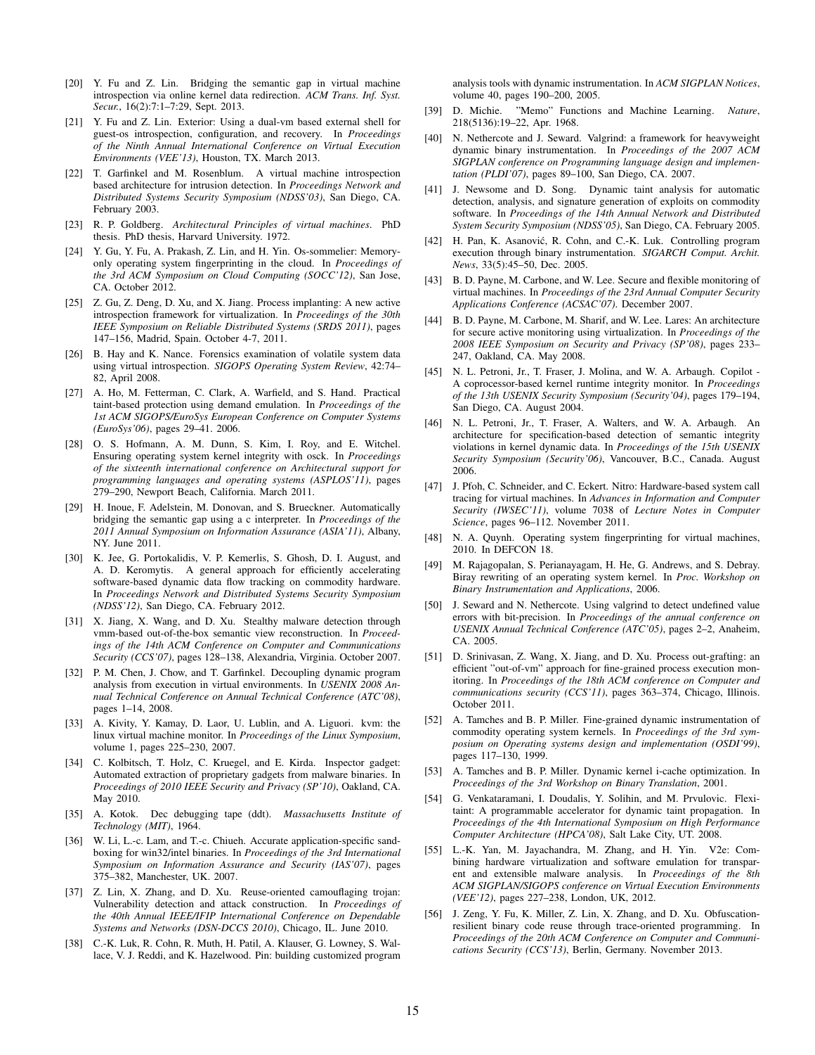[20] Y. Fu and Z. Lin. Bridging the semantic gap in virtual machine introspection via online kernel data redirection. *ACM Trans. Inf. Syst. Secur.*, 16(2):7:1–7:29, Sept. 2013.

[21] Y. Fu and Z. Lin. Exterior: Using a dual-vm based external shell for guest-os introspection, configuration, and recovery. In *Proceedings of the Ninth Annual International Conference on Virtual Execution Environments (VEE'13)*, Houston, TX. March 2013.

[22] T. Garfinkel and M. Rosenblum. A virtual machine introspection based architecture for intrusion detection. In *Proceedings Network and Distributed Systems Security Symposium (NDSS'03)*, San Diego, CA. February 2003.

[23] R. P. Goldberg. *Architectural Principles of virtual machines*. PhD thesis. PhD thesis, Harvard University. 1972.

[24] Y. Gu, Y. Fu, A. Prakash, Z. Lin, and H. Yin. Os-sommelier: Memory-only operating system fingerprinting in the cloud. In *Proceedings of the 3rd ACM Symposium on Cloud Computing (SOCC'12)*, San Jose, CA. October 2012.

[25] Z. Gu, Z. Deng, D. Xu, and X. Jiang. Process implanting: A new active introspection framework for virtualization. In *Proceedings of the 30th IEEE Symposium on Reliable Distributed Systems (SRDS 2011)*, pages 147–156, Madrid, Spain. October 4-7, 2011.

[26] B. Hay and K. Nance. Forensics examination of volatile system data using virtual introspection. *SIGOPS Operating System Review*, 42:74–82, April 2008.

[27] A. Ho, M. Fetterman, C. Clark, A. Warfield, and S. Hand. Practical taint-based protection using demand emulation. In *Proceedings of the 1st ACM SIGOPS/EuroSys European Conference on Computer Systems (EuroSys'06)*, pages 29–41. 2006.

[28] O. S. Hofmann, A. M. Dunn, S. Kim, I. Roy, and E. Witchel. Ensuring operating system kernel integrity with osck. In *Proceedings of the sixteenth international conference on Architectural support for programming languages and operating systems (ASPLOS'11)*, pages 279–290, Newport Beach, California. March 2011.

[29] H. Inoue, F. Adelstein, M. Donovan, and S. Brueckner. Automatically bridging the semantic gap using a c interpreter. In *Proceedings of the 2011 Annual Symposium on Information Assurance (ASIA'11)*, Albany, NY. June 2011.

[30] K. Jee, G. Portokalidis, V. P. Kemerlis, S. Ghosh, D. I. August, and A. D. Keromytis. A general approach for efficiently accelerating software-based dynamic data flow tracking on commodity hardware. In *Proceedings Network and Distributed Systems Security Symposium (NDSS'12)*, San Diego, CA. February 2012.

[31] X. Jiang, X. Wang, and D. Xu. Stealthy malware detection through vmm-based out-of-the-box semantic view reconstruction. In *Proceedings of the 14th ACM Conference on Computer and Communications Security (CCS'07)*, pages 128–138, Alexandria, Virginia. October 2007.

[32] P. M. Chen, J. Chow, and T. Garfinkel. Decoupling dynamic program analysis from execution in virtual environments. In *USENIX 2008 Annual Technical Conference on Annual Technical Conference (ATC'08)*, pages 1–14, 2008.

[33] A. Kivity, Y. Kamay, D. Laor, U. Lublin, and A. Liguori. kvm: the linux virtual machine monitor. In *Proceedings of the Linux Symposium*, volume 1, pages 225–230, 2007.

[34] C. Kolbitsch, T. Holz, C. Kruegel, and E. Kirda. Inspector gadget: Automated extraction of proprietary gadgets from malware binaries. In *Proceedings of 2010 IEEE Security and Privacy (SP'10)*, Oakland, CA. May 2010.

[35] A. Kotok. Dec debugging tape (ddt). *Massachusetts Institute of Technology (MIT)*, 1964.

[36] W. Li, L.-c. Lam, and T.-c. Chiueh. Accurate application-specific sandboxing for win32/intel binaries. In *Proceedings of the 3rd International Symposium on Information Assurance and Security (IAS'07)*, pages 375–382, Manchester, UK. 2007.

[37] Z. Lin, X. Zhang, and D. Xu. Reuse-oriented camouflaging trojan: Vulnerability detection and attack construction. In *Proceedings of the 40th Annual IEEE/IFIP International Conference on Dependable Systems and Networks (DSN-DCCS 2010)*, Chicago, IL. June 2010.

[38] C.-K. Luk, R. Cohn, R. Muth, H. Patil, A. Klauser, G. Lowney, S. Wallace, V. J. Reddi, and K. Hazelwood. Pin: building customized program analysis tools with dynamic instrumentation. In *ACM SIGPLAN Notices*, volume 40, pages 190–200, 2005.

[39] D. Michie. "Memo" Functions and Machine Learning. *Nature*, 218(5136):19–22, Apr. 1968.

[40] N. Nethercote and J. Seward. Valgrind: a framework for heavyweight dynamic binary instrumentation. In *Proceedings of the 2007 ACM SIGPLAN conference on Programming language design and implementation (PLDI'07)*, pages 89–100, San Diego, CA. 2007.

[41] J. Newsome and D. Song. Dynamic taint analysis for automatic detection, analysis, and signature generation of exploits on commodity software. In *Proceedings of the 14th Annual Network and Distributed System Security Symposium (NDSS'05)*, San Diego, CA. February 2005.

[42] H. Pan, K. Asanović, R. Cohn, and C.-K. Luk. Controlling program execution through binary instrumentation. *SIGARCH Comput. Archit. News*, 33(5):45–50, Dec. 2005.

[43] B. D. Payne, M. Carbone, and W. Lee. Secure and flexible monitoring of virtual machines. In *Proceedings of the 23rd Annual Computer Security Applications Conference (ACSAC'07)*. December 2007.

[44] B. D. Payne, M. Carbone, M. Sharif, and W. Lee. Lares: An architecture for secure active monitoring using virtualization. In *Proceedings of the 2008 IEEE Symposium on Security and Privacy (SP'08)*, pages 233–247, Oakland, CA. May 2008.

[45] N. L. Petroni, Jr., T. Fraser, J. Molina, and W. A. Arbaugh. Copilot - A coprocessor-based kernel runtime integrity monitor. In *Proceedings of the 13th USENIX Security Symposium (Security'04)*, pages 179–194, San Diego, CA. August 2004.

[46] N. L. Petroni, Jr., T. Fraser, A. Walters, and W. A. Arbaugh. An architecture for specification-based detection of semantic integrity violations in kernel dynamic data. In *Proceedings of the 15th USENIX Security Symposium (Security'06)*, Vancouver, B.C., Canada. August 2006.

[47] J. Pfoh, C. Schneider, and C. Eckert. Nitro: Hardware-based system call tracing for virtual machines. In *Advances in Information and Computer Security (IWSEC'11)*, volume 7038 of *Lecture Notes in Computer Science*, pages 96–112. November 2011.

[48] N. A. Quynh. Operating system fingerprinting for virtual machines, 2010. In DEFCON 18.

[49] M. Rajagopalan, S. Perianayagam, H. He, G. Andrews, and S. Debray. Biray rewriting of an operating system kernel. In *Proc. Workshop on Binary Instrumentation and Applications*, 2006.

[50] J. Seward and N. Nethercote. Using valgrind to detect undefined value errors with bit-precision. In *Proceedings of the annual conference on USENIX Annual Technical Conference (ATC'05)*, pages 2–2, Anaheim, CA. 2005.

[51] D. Srinivasan, Z. Wang, X. Jiang, and D. Xu. Process out-grafting: an efficient "out-of-vm" approach for fine-grained process execution monitoring. In *Proceedings of the 18th ACM conference on Computer and communications security (CCS'11)*, pages 363–374, Chicago, Illinois. October 2011.

[52] A. Tamches and B. P. Miller. Fine-grained dynamic instrumentation of commodity operating system kernels. In *Proceedings of the 3rd symposium on Operating systems design and implementation (OSDI'99)*, pages 117–130, 1999.

[53] A. Tamches and B. P. Miller. Dynamic kernel i-cache optimization. In *Proceedings of the 3rd Workshop on Binary Translation*, 2001.

[54] G. Venkataramani, I. Doudalis, Y. Solihin, and M. Prvulovic. Flexitaint: A programmable accelerator for dynamic taint propagation. In *Proceedings of the 4th International Symposium on High Performance Computer Architecture (HPCA'08)*, Salt Lake City, UT. 2008.

[55] L.-K. Yan, M. Jayachandra, M. Zhang, and H. Yin. V2e: Combining hardware virtualization and software emulation for transparent and extensible malware analysis. In *Proceedings of the 8th ACM SIGPLAN/SIGOPS conference on Virtual Execution Environments (VEE'12)*, pages 227–238, London, UK, 2012.

[56] J. Zeng, Y. Fu, K. Miller, Z. Lin, X. Zhang, and D. Xu. Obfuscation-resilient binary code reuse through trace-oriented programming. In *Proceedings of the 20th ACM Conference on Computer and Communications Security (CCS'13)*, Berlin, Germany. November 2013.